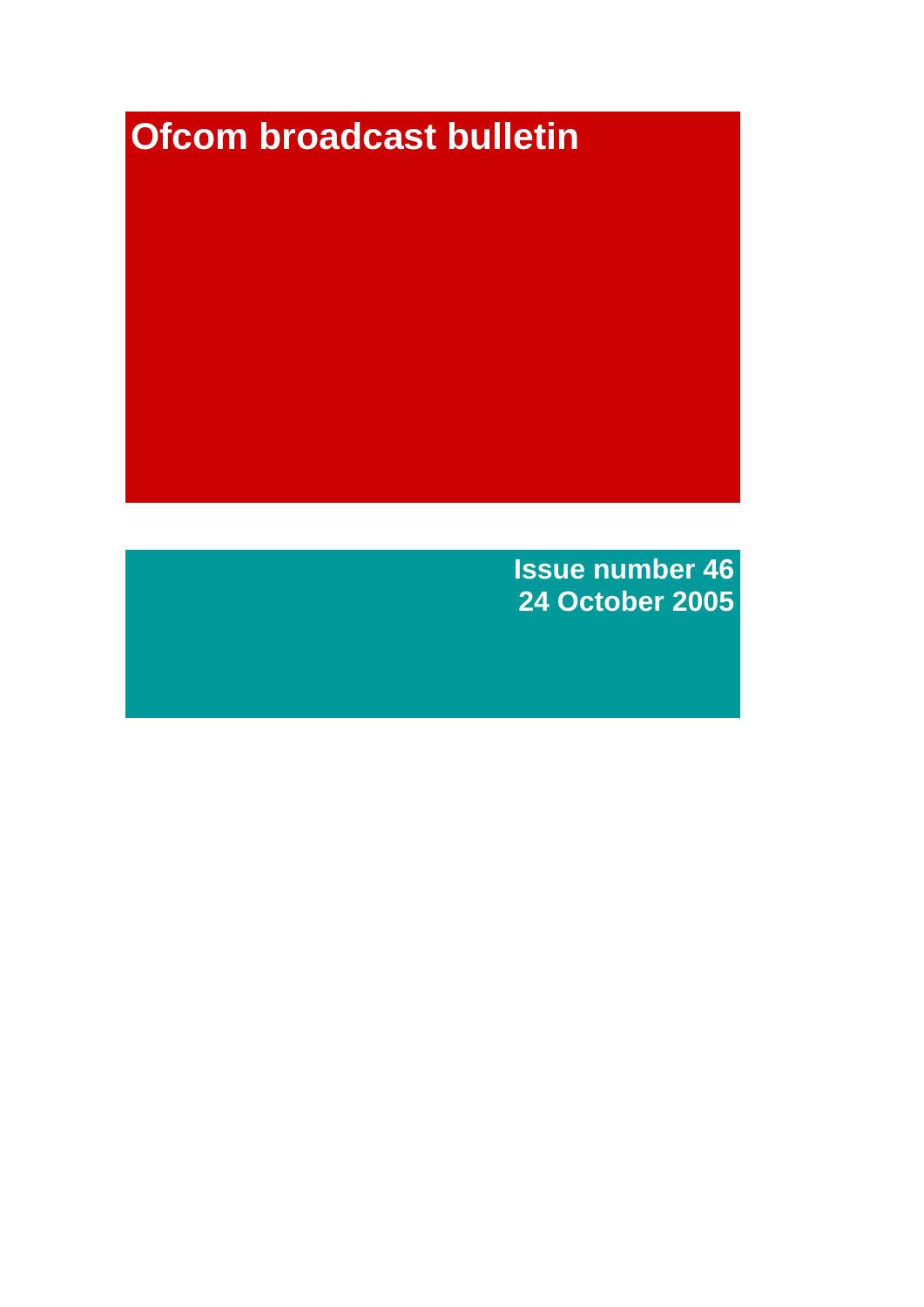# Ofcom broadcast bulletin

**Issue number 46**
**24 October 2005**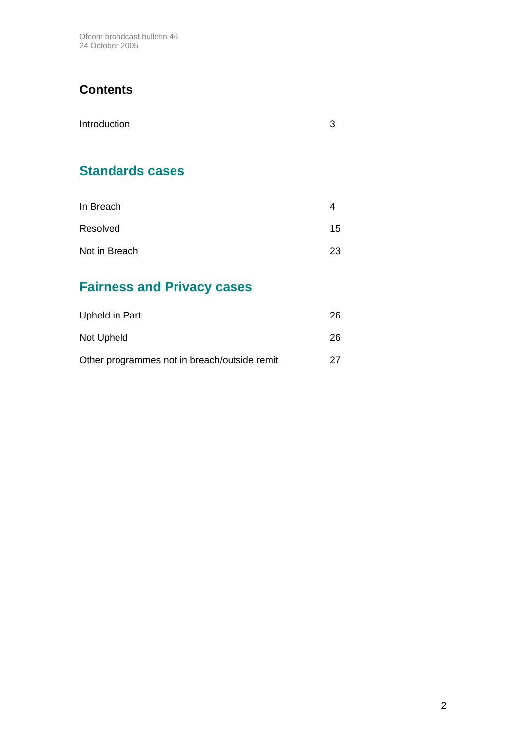## Contents

| | |
|---|---|
| Introduction | 3 |

## Standards cases

| | |
|---|---|
| In Breach | 4 |
| Resolved | 15 |
| Not in Breach | 23 |

## Fairness and Privacy cases

| | |
|---|---|
| Upheld in Part | 26 |
| Not Upheld | 26 |
| Other programmes not in breach/outside remit | 27 |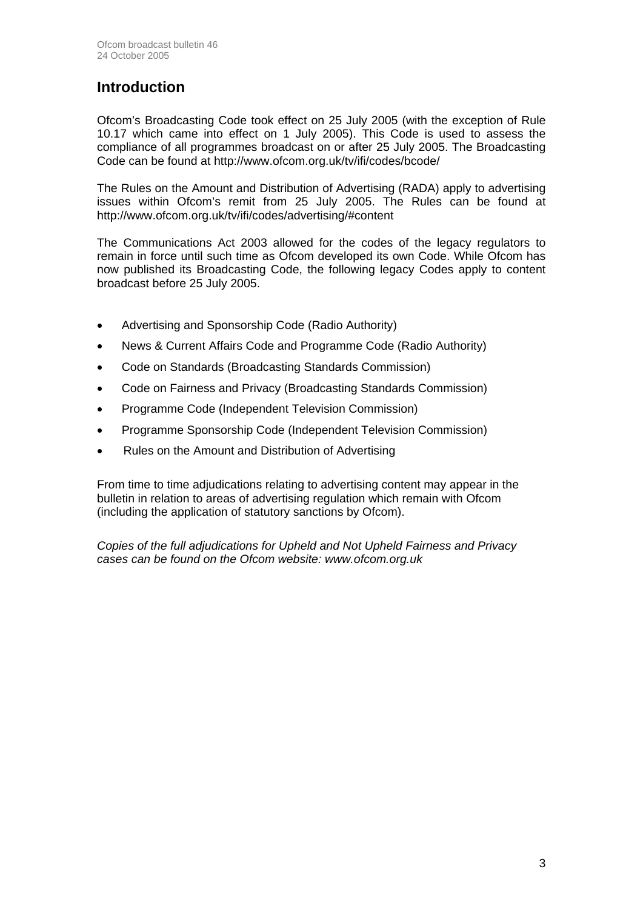## Introduction

Ofcom's Broadcasting Code took effect on 25 July 2005 (with the exception of Rule 10.17 which came into effect on 1 July 2005). This Code is used to assess the compliance of all programmes broadcast on or after 25 July 2005. The Broadcasting Code can be found at http://www.ofcom.org.uk/tv/ifi/codes/bcode/

The Rules on the Amount and Distribution of Advertising (RADA) apply to advertising issues within Ofcom's remit from 25 July 2005. The Rules can be found at http://www.ofcom.org.uk/tv/ifi/codes/advertising/#content

The Communications Act 2003 allowed for the codes of the legacy regulators to remain in force until such time as Ofcom developed its own Code. While Ofcom has now published its Broadcasting Code, the following legacy Codes apply to content broadcast before 25 July 2005.

- Advertising and Sponsorship Code (Radio Authority)
- News & Current Affairs Code and Programme Code (Radio Authority)
- Code on Standards (Broadcasting Standards Commission)
- Code on Fairness and Privacy (Broadcasting Standards Commission)
- Programme Code (Independent Television Commission)
- Programme Sponsorship Code (Independent Television Commission)
- Rules on the Amount and Distribution of Advertising

From time to time adjudications relating to advertising content may appear in the bulletin in relation to areas of advertising regulation which remain with Ofcom (including the application of statutory sanctions by Ofcom).

*Copies of the full adjudications for Upheld and Not Upheld Fairness and Privacy cases can be found on the Ofcom website: www.ofcom.org.uk*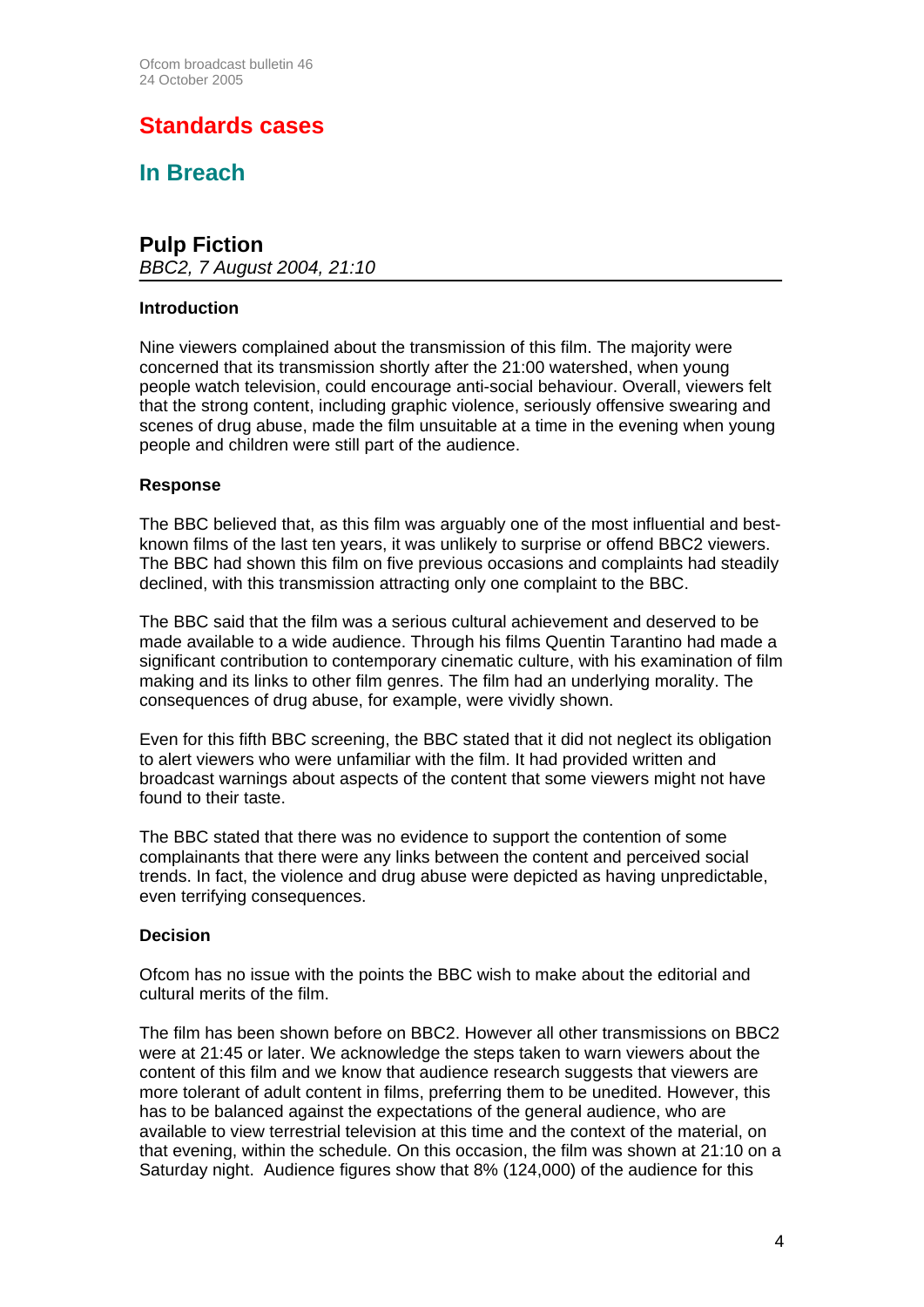# Standards cases

## In Breach

### Pulp Fiction

*BBC2, 7 August 2004, 21:10*

**Introduction**

Nine viewers complained about the transmission of this film. The majority were concerned that its transmission shortly after the 21:00 watershed, when young people watch television, could encourage anti-social behaviour. Overall, viewers felt that the strong content, including graphic violence, seriously offensive swearing and scenes of drug abuse, made the film unsuitable at a time in the evening when young people and children were still part of the audience.

**Response**

The BBC believed that, as this film was arguably one of the most influential and best-known films of the last ten years, it was unlikely to surprise or offend BBC2 viewers. The BBC had shown this film on five previous occasions and complaints had steadily declined, with this transmission attracting only one complaint to the BBC.

The BBC said that the film was a serious cultural achievement and deserved to be made available to a wide audience. Through his films Quentin Tarantino had made a significant contribution to contemporary cinematic culture, with his examination of film making and its links to other film genres. The film had an underlying morality. The consequences of drug abuse, for example, were vividly shown.

Even for this fifth BBC screening, the BBC stated that it did not neglect its obligation to alert viewers who were unfamiliar with the film. It had provided written and broadcast warnings about aspects of the content that some viewers might not have found to their taste.

The BBC stated that there was no evidence to support the contention of some complainants that there were any links between the content and perceived social trends. In fact, the violence and drug abuse were depicted as having unpredictable, even terrifying consequences.

**Decision**

Ofcom has no issue with the points the BBC wish to make about the editorial and cultural merits of the film.

The film has been shown before on BBC2. However all other transmissions on BBC2 were at 21:45 or later. We acknowledge the steps taken to warn viewers about the content of this film and we know that audience research suggests that viewers are more tolerant of adult content in films, preferring them to be unedited. However, this has to be balanced against the expectations of the general audience, who are available to view terrestrial television at this time and the context of the material, on that evening, within the schedule. On this occasion, the film was shown at 21:10 on a Saturday night. Audience figures show that 8% (124,000) of the audience for this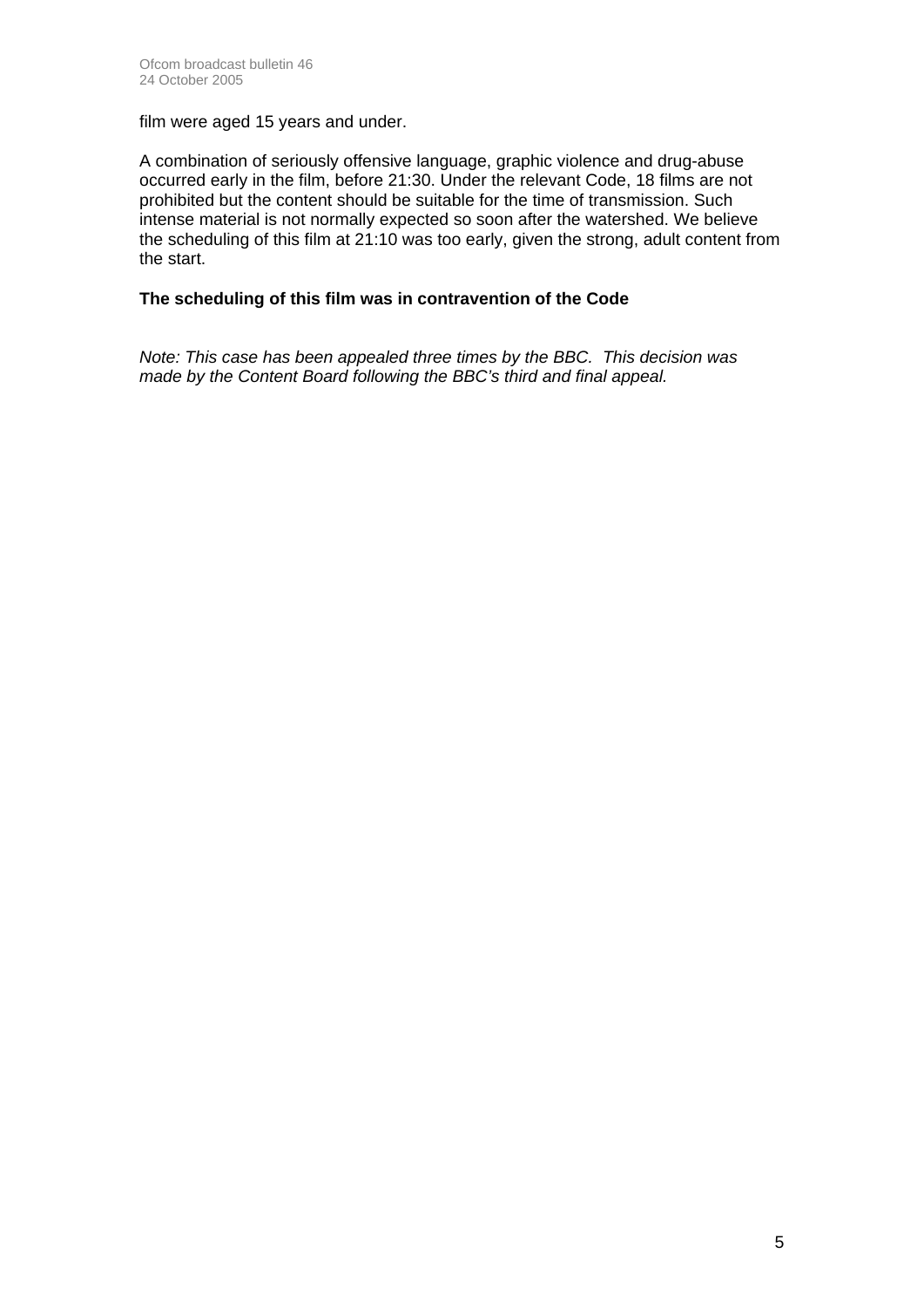film were aged 15 years and under.

A combination of seriously offensive language, graphic violence and drug-abuse occurred early in the film, before 21:30. Under the relevant Code, 18 films are not prohibited but the content should be suitable for the time of transmission. Such intense material is not normally expected so soon after the watershed. We believe the scheduling of this film at 21:10 was too early, given the strong, adult content from the start.

**The scheduling of this film was in contravention of the Code**

*Note: This case has been appealed three times by the BBC. This decision was made by the Content Board following the BBC's third and final appeal.*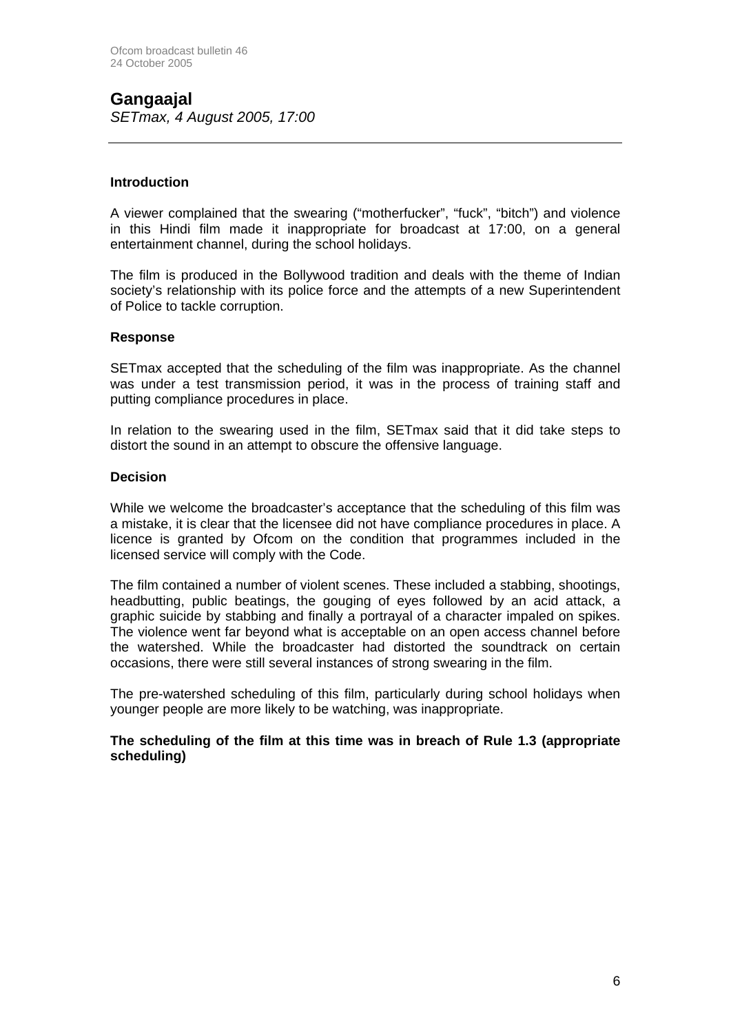## Gangaajal

*SETmax, 4 August 2005, 17:00*

---

### Introduction

A viewer complained that the swearing ("motherfucker", "fuck", "bitch") and violence in this Hindi film made it inappropriate for broadcast at 17:00, on a general entertainment channel, during the school holidays.

The film is produced in the Bollywood tradition and deals with the theme of Indian society's relationship with its police force and the attempts of a new Superintendent of Police to tackle corruption.

### Response

SETmax accepted that the scheduling of the film was inappropriate. As the channel was under a test transmission period, it was in the process of training staff and putting compliance procedures in place.

In relation to the swearing used in the film, SETmax said that it did take steps to distort the sound in an attempt to obscure the offensive language.

### Decision

While we welcome the broadcaster's acceptance that the scheduling of this film was a mistake, it is clear that the licensee did not have compliance procedures in place. A licence is granted by Ofcom on the condition that programmes included in the licensed service will comply with the Code.

The film contained a number of violent scenes. These included a stabbing, shootings, headbutting, public beatings, the gouging of eyes followed by an acid attack, a graphic suicide by stabbing and finally a portrayal of a character impaled on spikes. The violence went far beyond what is acceptable on an open access channel before the watershed. While the broadcaster had distorted the soundtrack on certain occasions, there were still several instances of strong swearing in the film.

The pre-watershed scheduling of this film, particularly during school holidays when younger people are more likely to be watching, was inappropriate.

**The scheduling of the film at this time was in breach of Rule 1.3 (appropriate scheduling)**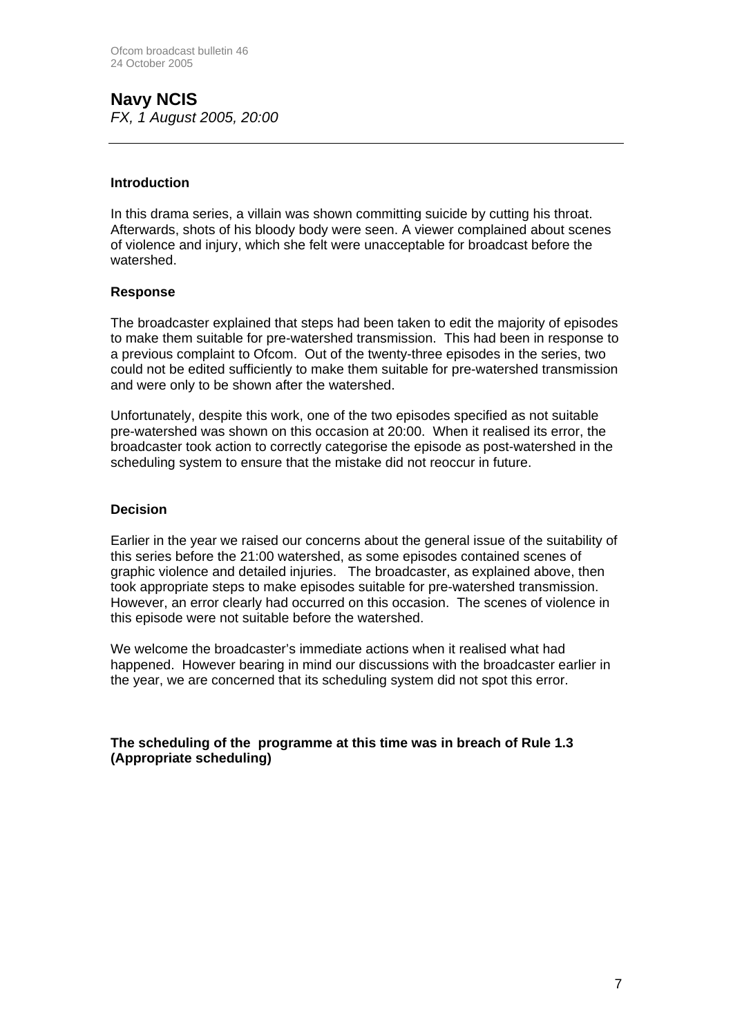# Navy NCIS

*FX, 1 August 2005, 20:00*

---

### Introduction

In this drama series, a villain was shown committing suicide by cutting his throat. Afterwards, shots of his bloody body were seen. A viewer complained about scenes of violence and injury, which she felt were unacceptable for broadcast before the watershed.

### Response

The broadcaster explained that steps had been taken to edit the majority of episodes to make them suitable for pre-watershed transmission. This had been in response to a previous complaint to Ofcom. Out of the twenty-three episodes in the series, two could not be edited sufficiently to make them suitable for pre-watershed transmission and were only to be shown after the watershed.

Unfortunately, despite this work, one of the two episodes specified as not suitable pre-watershed was shown on this occasion at 20:00. When it realised its error, the broadcaster took action to correctly categorise the episode as post-watershed in the scheduling system to ensure that the mistake did not reoccur in future.

### Decision

Earlier in the year we raised our concerns about the general issue of the suitability of this series before the 21:00 watershed, as some episodes contained scenes of graphic violence and detailed injuries. The broadcaster, as explained above, then took appropriate steps to make episodes suitable for pre-watershed transmission. However, an error clearly had occurred on this occasion. The scenes of violence in this episode were not suitable before the watershed.

We welcome the broadcaster's immediate actions when it realised what had happened. However bearing in mind our discussions with the broadcaster earlier in the year, we are concerned that its scheduling system did not spot this error.

**The scheduling of the programme at this time was in breach of Rule 1.3 (Appropriate scheduling)**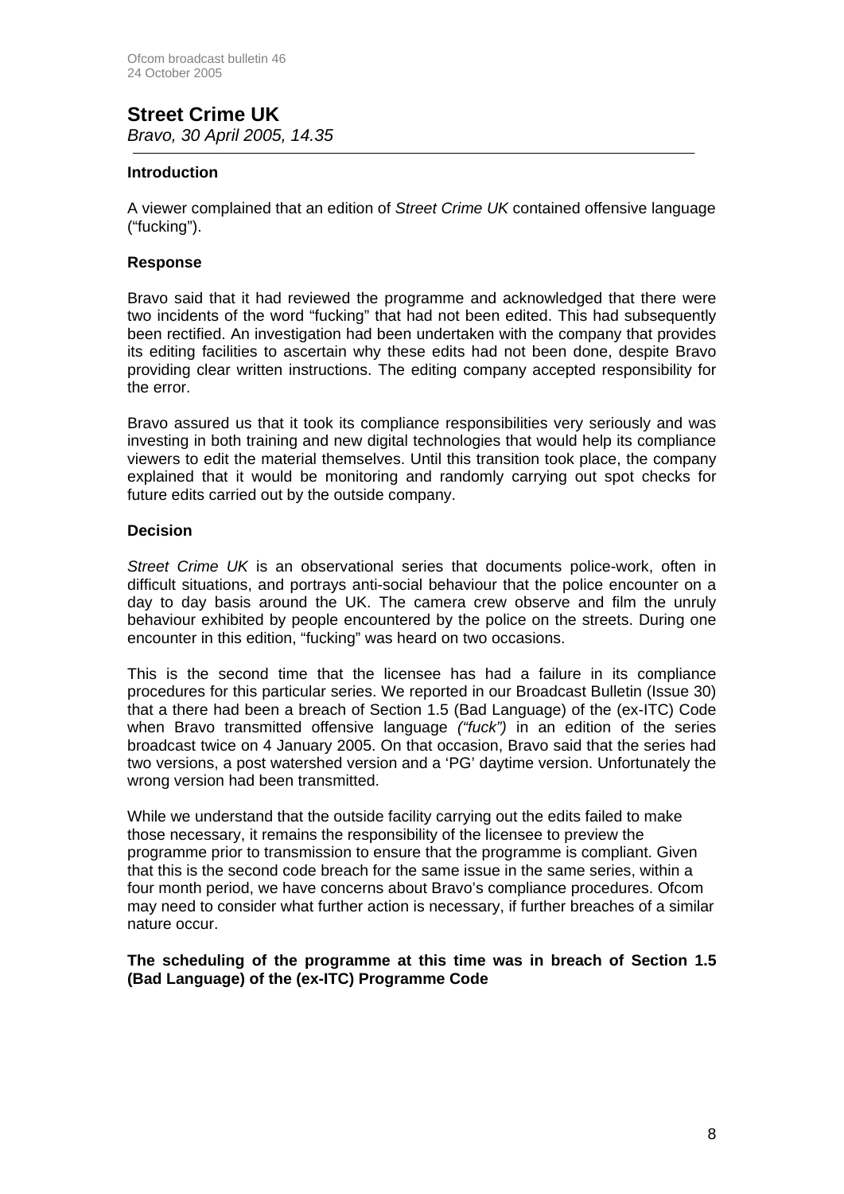## Street Crime UK

*Bravo, 30 April 2005, 14.35*

### Introduction

A viewer complained that an edition of *Street Crime UK* contained offensive language ("fucking").

### Response

Bravo said that it had reviewed the programme and acknowledged that there were two incidents of the word "fucking" that had not been edited. This had subsequently been rectified. An investigation had been undertaken with the company that provides its editing facilities to ascertain why these edits had not been done, despite Bravo providing clear written instructions. The editing company accepted responsibility for the error.

Bravo assured us that it took its compliance responsibilities very seriously and was investing in both training and new digital technologies that would help its compliance viewers to edit the material themselves. Until this transition took place, the company explained that it would be monitoring and randomly carrying out spot checks for future edits carried out by the outside company.

### Decision

*Street Crime UK* is an observational series that documents police-work, often in difficult situations, and portrays anti-social behaviour that the police encounter on a day to day basis around the UK. The camera crew observe and film the unruly behaviour exhibited by people encountered by the police on the streets. During one encounter in this edition, "fucking" was heard on two occasions.

This is the second time that the licensee has had a failure in its compliance procedures for this particular series. We reported in our Broadcast Bulletin (Issue 30) that a there had been a breach of Section 1.5 (Bad Language) of the (ex-ITC) Code when Bravo transmitted offensive language *("fuck")* in an edition of the series broadcast twice on 4 January 2005. On that occasion, Bravo said that the series had two versions, a post watershed version and a 'PG' daytime version. Unfortunately the wrong version had been transmitted.

While we understand that the outside facility carrying out the edits failed to make those necessary, it remains the responsibility of the licensee to preview the programme prior to transmission to ensure that the programme is compliant. Given that this is the second code breach for the same issue in the same series, within a four month period, we have concerns about Bravo's compliance procedures. Ofcom may need to consider what further action is necessary, if further breaches of a similar nature occur.

**The scheduling of the programme at this time was in breach of Section 1.5 (Bad Language) of the (ex-ITC) Programme Code**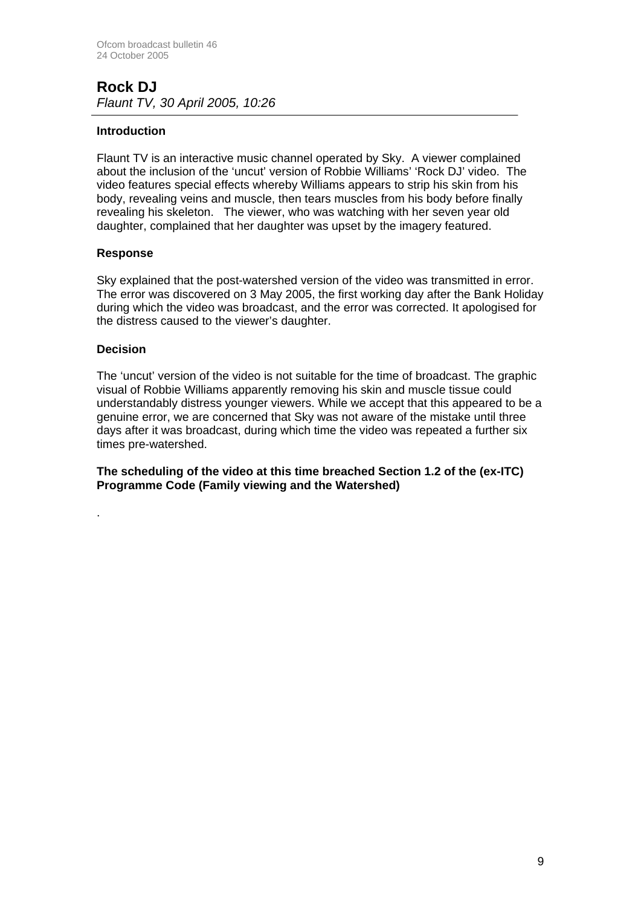## Rock DJ

*Flaunt TV, 30 April 2005, 10:26*

### Introduction

Flaunt TV is an interactive music channel operated by Sky. A viewer complained about the inclusion of the 'uncut' version of Robbie Williams' 'Rock DJ' video. The video features special effects whereby Williams appears to strip his skin from his body, revealing veins and muscle, then tears muscles from his body before finally revealing his skeleton. The viewer, who was watching with her seven year old daughter, complained that her daughter was upset by the imagery featured.

### Response

Sky explained that the post-watershed version of the video was transmitted in error. The error was discovered on 3 May 2005, the first working day after the Bank Holiday during which the video was broadcast, and the error was corrected. It apologised for the distress caused to the viewer's daughter.

### Decision

The 'uncut' version of the video is not suitable for the time of broadcast. The graphic visual of Robbie Williams apparently removing his skin and muscle tissue could understandably distress younger viewers. While we accept that this appeared to be a genuine error, we are concerned that Sky was not aware of the mistake until three days after it was broadcast, during which time the video was repeated a further six times pre-watershed.

**The scheduling of the video at this time breached Section 1.2 of the (ex-ITC) Programme Code (Family viewing and the Watershed)**

.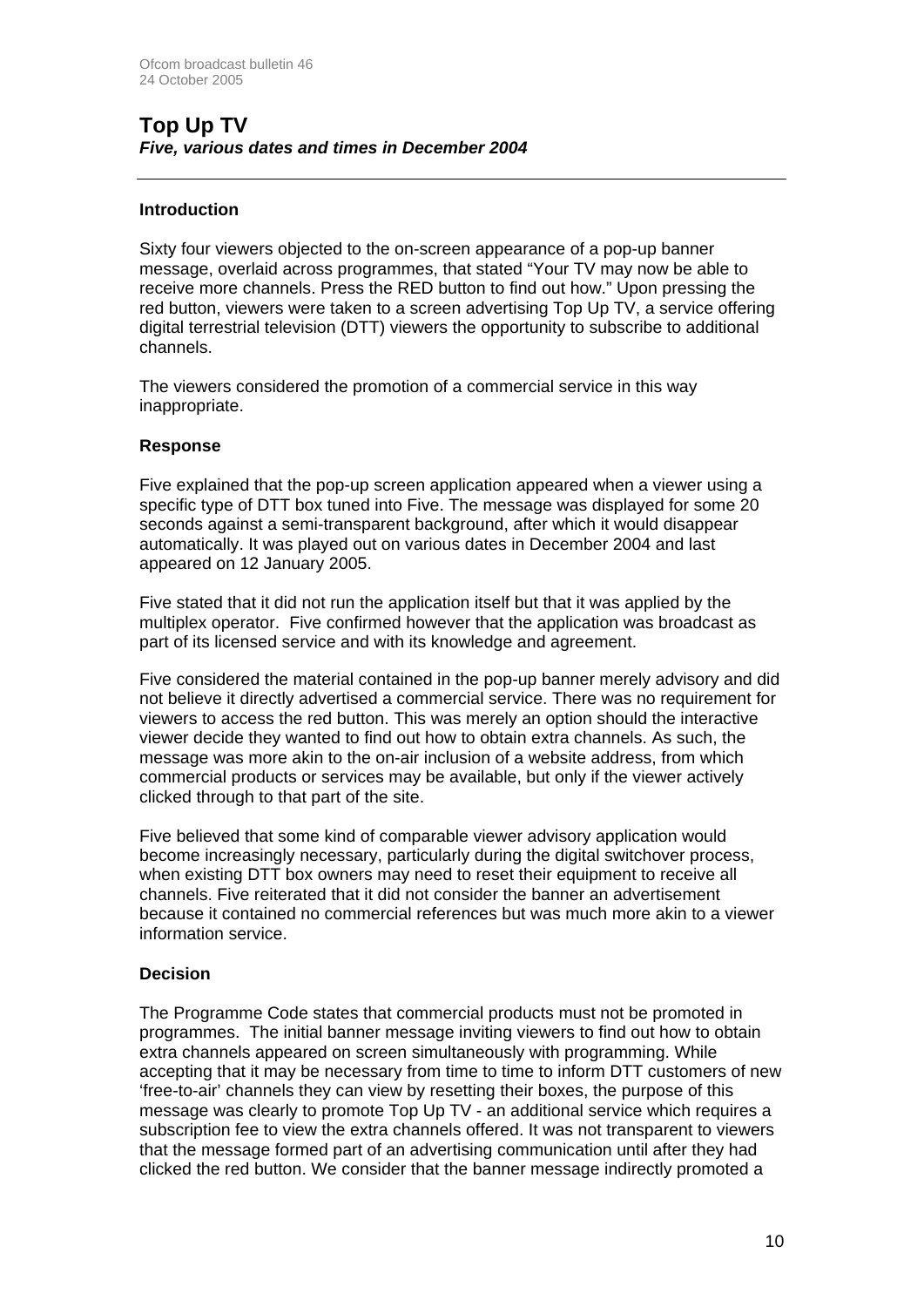## Top Up TV
***Five, various dates and times in December 2004***

---

### Introduction

Sixty four viewers objected to the on-screen appearance of a pop-up banner message, overlaid across programmes, that stated "Your TV may now be able to receive more channels. Press the RED button to find out how." Upon pressing the red button, viewers were taken to a screen advertising Top Up TV, a service offering digital terrestrial television (DTT) viewers the opportunity to subscribe to additional channels.

The viewers considered the promotion of a commercial service in this way inappropriate.

### Response

Five explained that the pop-up screen application appeared when a viewer using a specific type of DTT box tuned into Five. The message was displayed for some 20 seconds against a semi-transparent background, after which it would disappear automatically. It was played out on various dates in December 2004 and last appeared on 12 January 2005.

Five stated that it did not run the application itself but that it was applied by the multiplex operator. Five confirmed however that the application was broadcast as part of its licensed service and with its knowledge and agreement.

Five considered the material contained in the pop-up banner merely advisory and did not believe it directly advertised a commercial service. There was no requirement for viewers to access the red button. This was merely an option should the interactive viewer decide they wanted to find out how to obtain extra channels. As such, the message was more akin to the on-air inclusion of a website address, from which commercial products or services may be available, but only if the viewer actively clicked through to that part of the site.

Five believed that some kind of comparable viewer advisory application would become increasingly necessary, particularly during the digital switchover process, when existing DTT box owners may need to reset their equipment to receive all channels. Five reiterated that it did not consider the banner an advertisement because it contained no commercial references but was much more akin to a viewer information service.

### Decision

The Programme Code states that commercial products must not be promoted in programmes. The initial banner message inviting viewers to find out how to obtain extra channels appeared on screen simultaneously with programming. While accepting that it may be necessary from time to time to inform DTT customers of new 'free-to-air' channels they can view by resetting their boxes, the purpose of this message was clearly to promote Top Up TV - an additional service which requires a subscription fee to view the extra channels offered. It was not transparent to viewers that the message formed part of an advertising communication until after they had clicked the red button. We consider that the banner message indirectly promoted a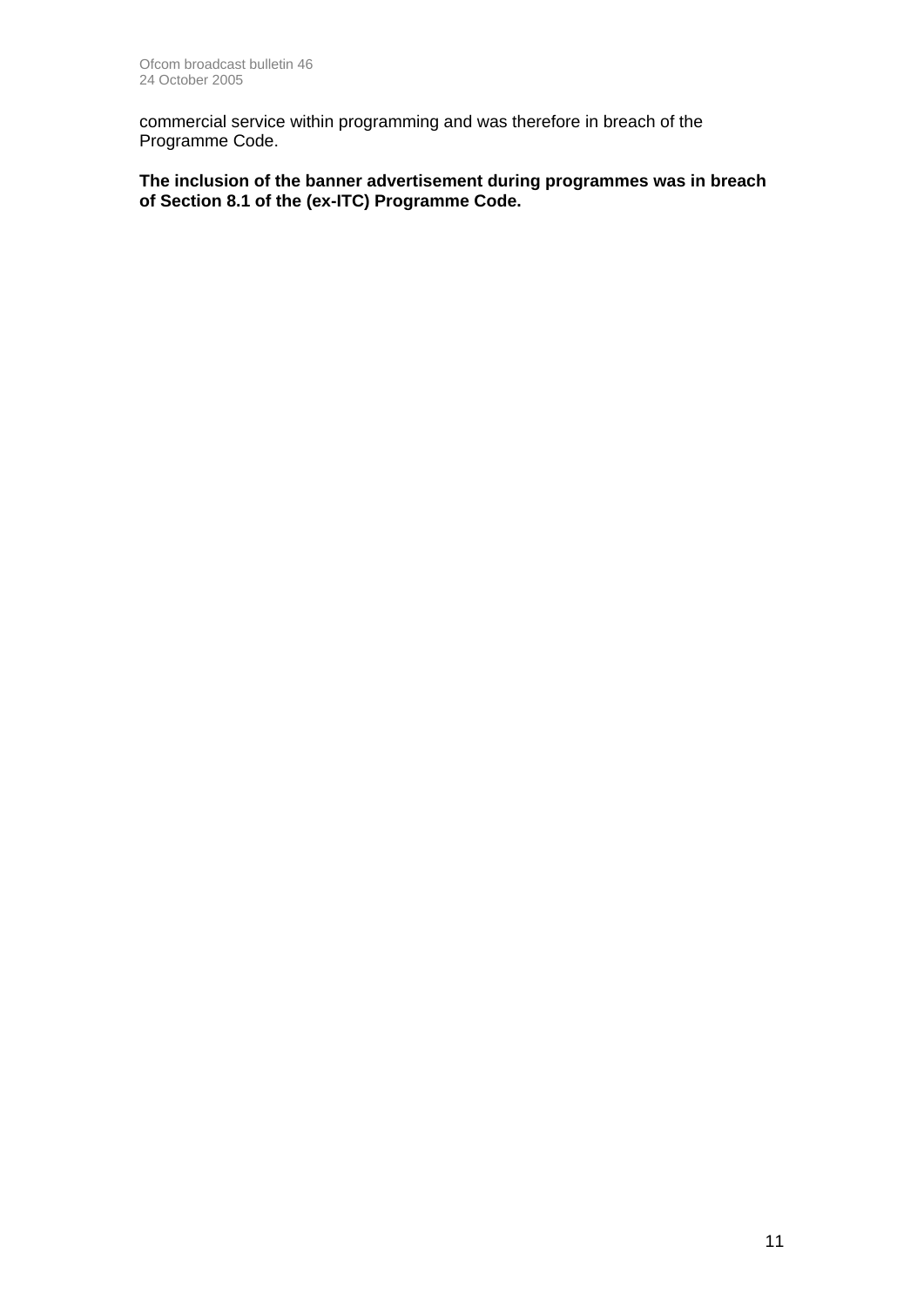commercial service within programming and was therefore in breach of the Programme Code.

**The inclusion of the banner advertisement during programmes was in breach of Section 8.1 of the (ex-ITC) Programme Code.**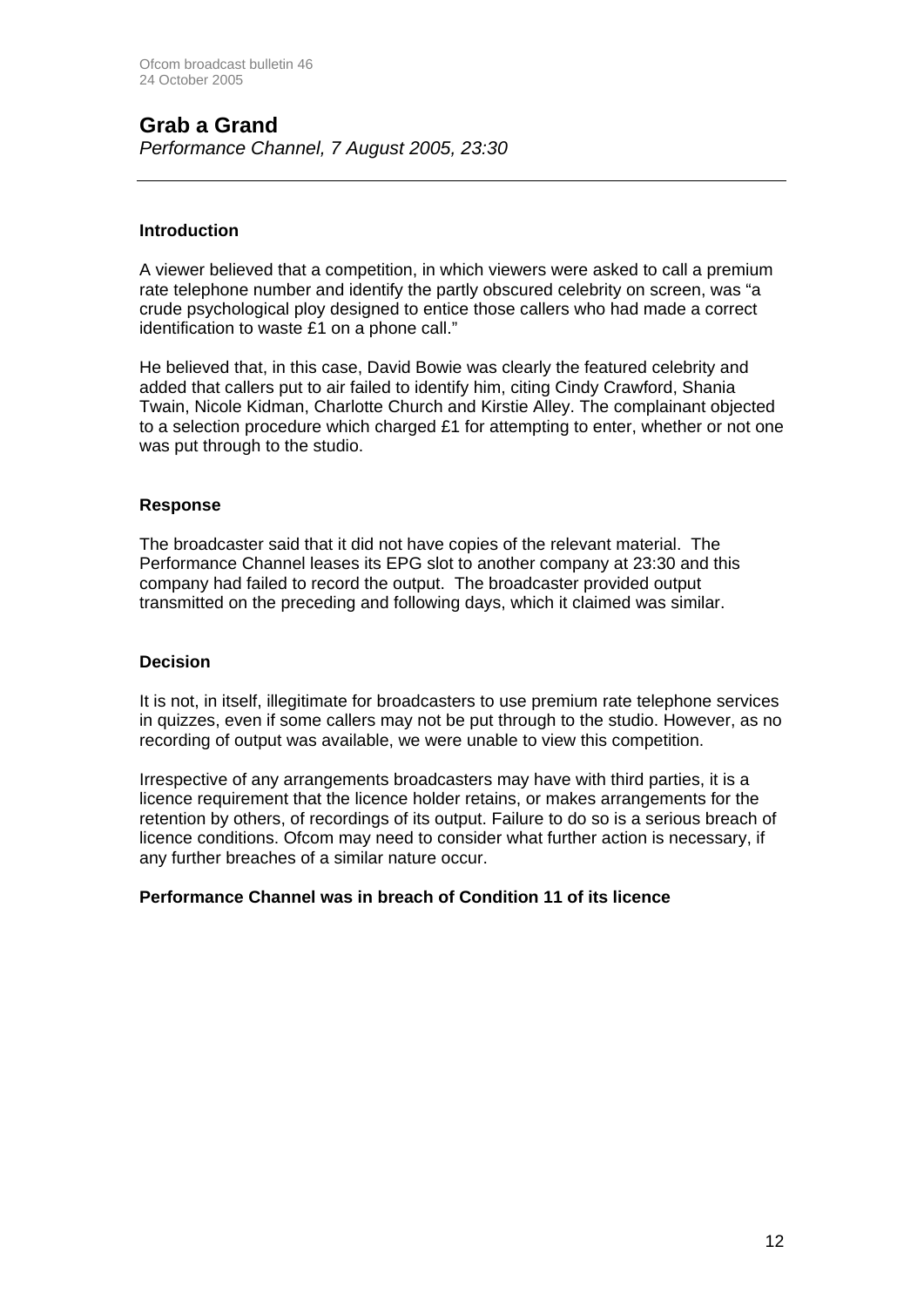## Grab a Grand

*Performance Channel, 7 August 2005, 23:30*

---

### Introduction

A viewer believed that a competition, in which viewers were asked to call a premium rate telephone number and identify the partly obscured celebrity on screen, was "a crude psychological ploy designed to entice those callers who had made a correct identification to waste £1 on a phone call."

He believed that, in this case, David Bowie was clearly the featured celebrity and added that callers put to air failed to identify him, citing Cindy Crawford, Shania Twain, Nicole Kidman, Charlotte Church and Kirstie Alley. The complainant objected to a selection procedure which charged £1 for attempting to enter, whether or not one was put through to the studio.

### Response

The broadcaster said that it did not have copies of the relevant material. The Performance Channel leases its EPG slot to another company at 23:30 and this company had failed to record the output. The broadcaster provided output transmitted on the preceding and following days, which it claimed was similar.

### Decision

It is not, in itself, illegitimate for broadcasters to use premium rate telephone services in quizzes, even if some callers may not be put through to the studio. However, as no recording of output was available, we were unable to view this competition.

Irrespective of any arrangements broadcasters may have with third parties, it is a licence requirement that the licence holder retains, or makes arrangements for the retention by others, of recordings of its output. Failure to do so is a serious breach of licence conditions. Ofcom may need to consider what further action is necessary, if any further breaches of a similar nature occur.

**Performance Channel was in breach of Condition 11 of its licence**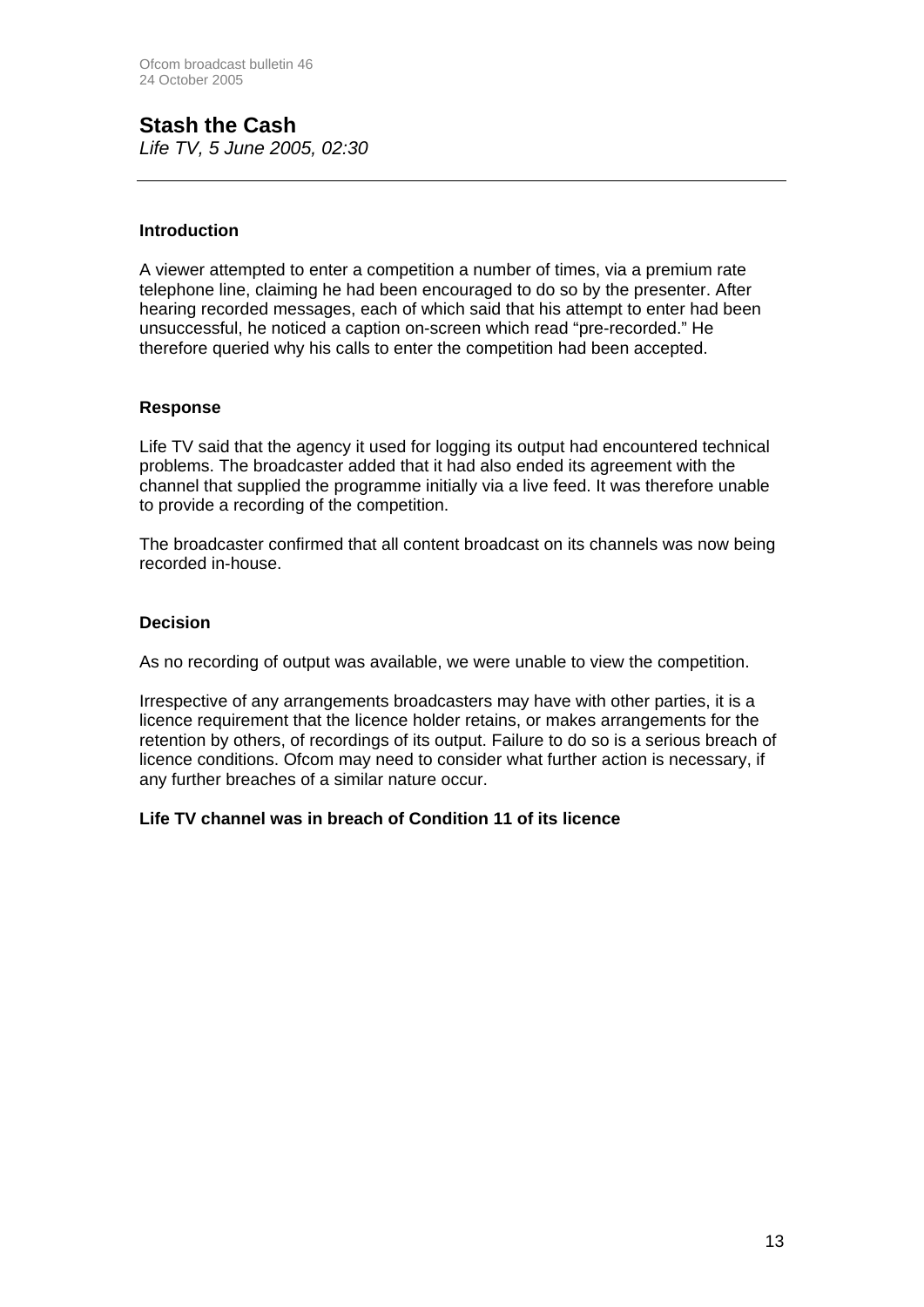## Stash the Cash

*Life TV, 5 June 2005, 02:30*

---

### Introduction

A viewer attempted to enter a competition a number of times, via a premium rate telephone line, claiming he had been encouraged to do so by the presenter. After hearing recorded messages, each of which said that his attempt to enter had been unsuccessful, he noticed a caption on-screen which read "pre-recorded." He therefore queried why his calls to enter the competition had been accepted.

### Response

Life TV said that the agency it used for logging its output had encountered technical problems. The broadcaster added that it had also ended its agreement with the channel that supplied the programme initially via a live feed. It was therefore unable to provide a recording of the competition.

The broadcaster confirmed that all content broadcast on its channels was now being recorded in-house.

### Decision

As no recording of output was available, we were unable to view the competition.

Irrespective of any arrangements broadcasters may have with other parties, it is a licence requirement that the licence holder retains, or makes arrangements for the retention by others, of recordings of its output. Failure to do so is a serious breach of licence conditions. Ofcom may need to consider what further action is necessary, if any further breaches of a similar nature occur.

**Life TV channel was in breach of Condition 11 of its licence**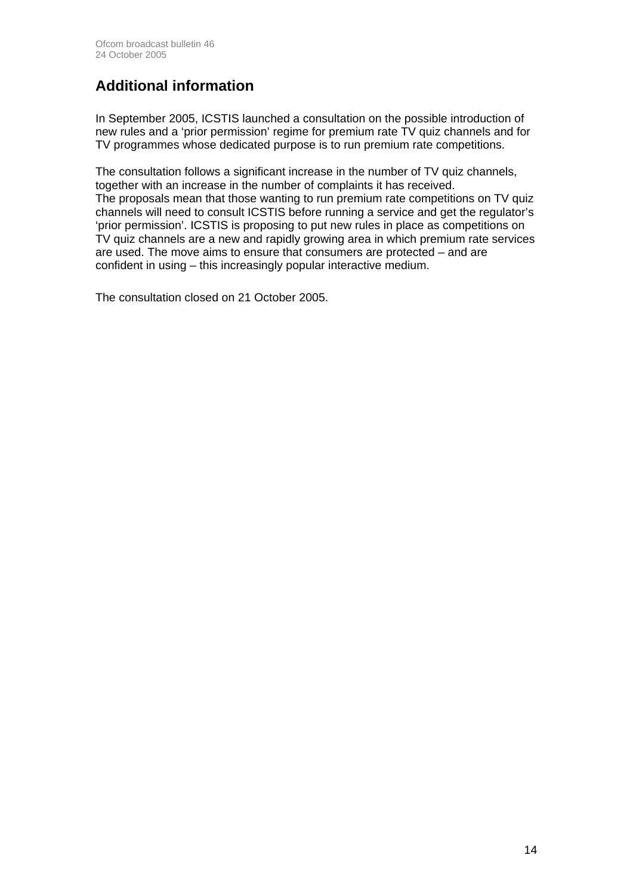## Additional information

In September 2005, ICSTIS launched a consultation on the possible introduction of new rules and a 'prior permission' regime for premium rate TV quiz channels and for TV programmes whose dedicated purpose is to run premium rate competitions.

The consultation follows a significant increase in the number of TV quiz channels, together with an increase in the number of complaints it has received.
The proposals mean that those wanting to run premium rate competitions on TV quiz channels will need to consult ICSTIS before running a service and get the regulator's 'prior permission'. ICSTIS is proposing to put new rules in place as competitions on TV quiz channels are a new and rapidly growing area in which premium rate services are used. The move aims to ensure that consumers are protected – and are confident in using – this increasingly popular interactive medium.

The consultation closed on 21 October 2005.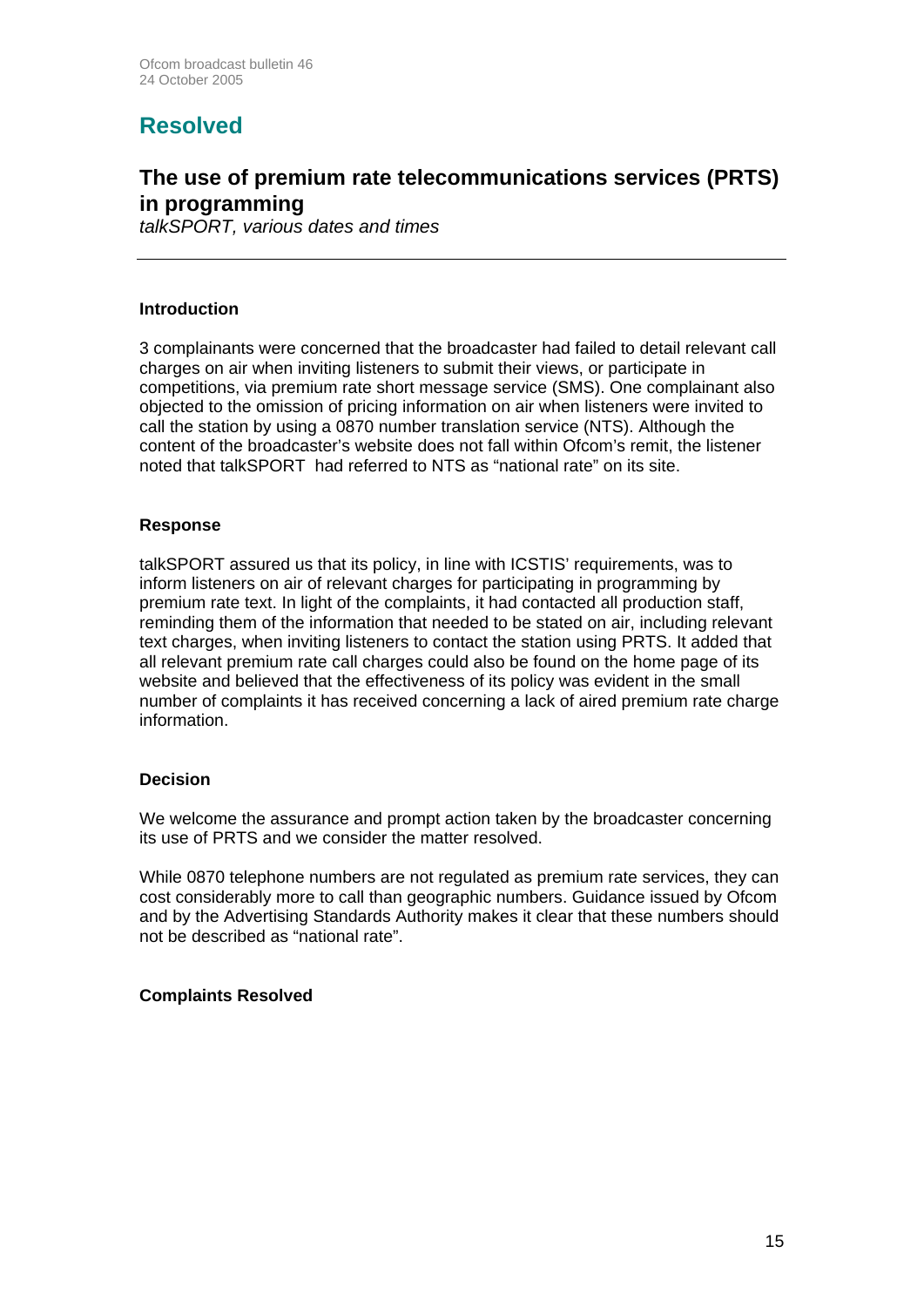# Resolved

## The use of premium rate telecommunications services (PRTS) in programming

*talkSPORT, various dates and times*

---

### Introduction

3 complainants were concerned that the broadcaster had failed to detail relevant call charges on air when inviting listeners to submit their views, or participate in competitions, via premium rate short message service (SMS). One complainant also objected to the omission of pricing information on air when listeners were invited to call the station by using a 0870 number translation service (NTS). Although the content of the broadcaster's website does not fall within Ofcom's remit, the listener noted that talkSPORT had referred to NTS as "national rate" on its site.

### Response

talkSPORT assured us that its policy, in line with ICSTIS' requirements, was to inform listeners on air of relevant charges for participating in programming by premium rate text. In light of the complaints, it had contacted all production staff, reminding them of the information that needed to be stated on air, including relevant text charges, when inviting listeners to contact the station using PRTS. It added that all relevant premium rate call charges could also be found on the home page of its website and believed that the effectiveness of its policy was evident in the small number of complaints it has received concerning a lack of aired premium rate charge information.

### Decision

We welcome the assurance and prompt action taken by the broadcaster concerning its use of PRTS and we consider the matter resolved.

While 0870 telephone numbers are not regulated as premium rate services, they can cost considerably more to call than geographic numbers. Guidance issued by Ofcom and by the Advertising Standards Authority makes it clear that these numbers should not be described as "national rate".

### Complaints Resolved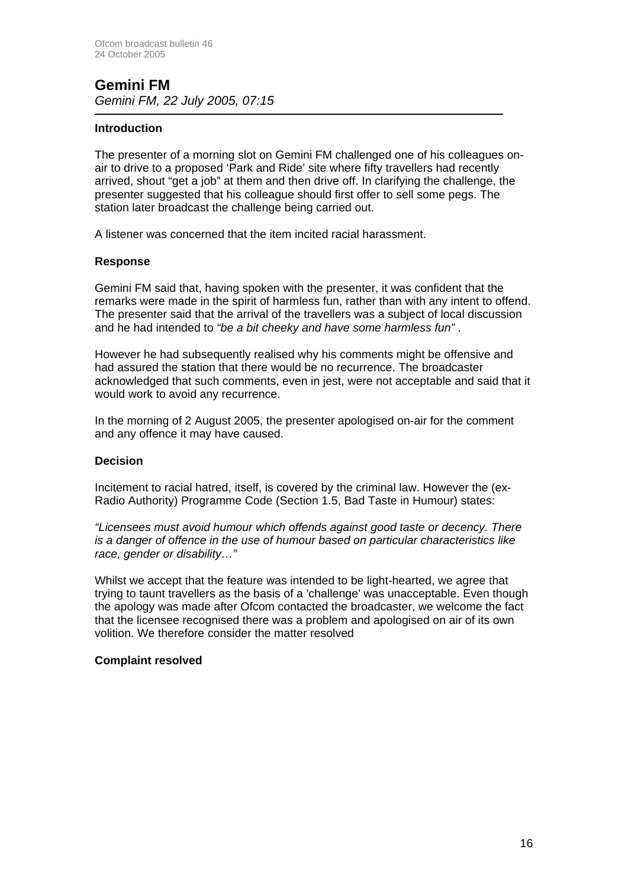## Gemini FM

*Gemini FM, 22 July 2005, 07:15*

### Introduction

The presenter of a morning slot on Gemini FM challenged one of his colleagues on-air to drive to a proposed 'Park and Ride' site where fifty travellers had recently arrived, shout "get a job" at them and then drive off. In clarifying the challenge, the presenter suggested that his colleague should first offer to sell some pegs. The station later broadcast the challenge being carried out.

A listener was concerned that the item incited racial harassment.

### Response

Gemini FM said that, having spoken with the presenter, it was confident that the remarks were made in the spirit of harmless fun, rather than with any intent to offend. The presenter said that the arrival of the travellers was a subject of local discussion and he had intended to *"be a bit cheeky and have some harmless fun"* .

However he had subsequently realised why his comments might be offensive and had assured the station that there would be no recurrence. The broadcaster acknowledged that such comments, even in jest, were not acceptable and said that it would work to avoid any recurrence.

In the morning of 2 August 2005, the presenter apologised on-air for the comment and any offence it may have caused.

### Decision

Incitement to racial hatred, itself, is covered by the criminal law. However the (ex-Radio Authority) Programme Code (Section 1.5, Bad Taste in Humour) states:

*"Licensees must avoid humour which offends against good taste or decency. There is a danger of offence in the use of humour based on particular characteristics like race, gender or disability…"*

Whilst we accept that the feature was intended to be light-hearted, we agree that trying to taunt travellers as the basis of a 'challenge' was unacceptable. Even though the apology was made after Ofcom contacted the broadcaster, we welcome the fact that the licensee recognised there was a problem and apologised on air of its own volition. We therefore consider the matter resolved

**Complaint resolved**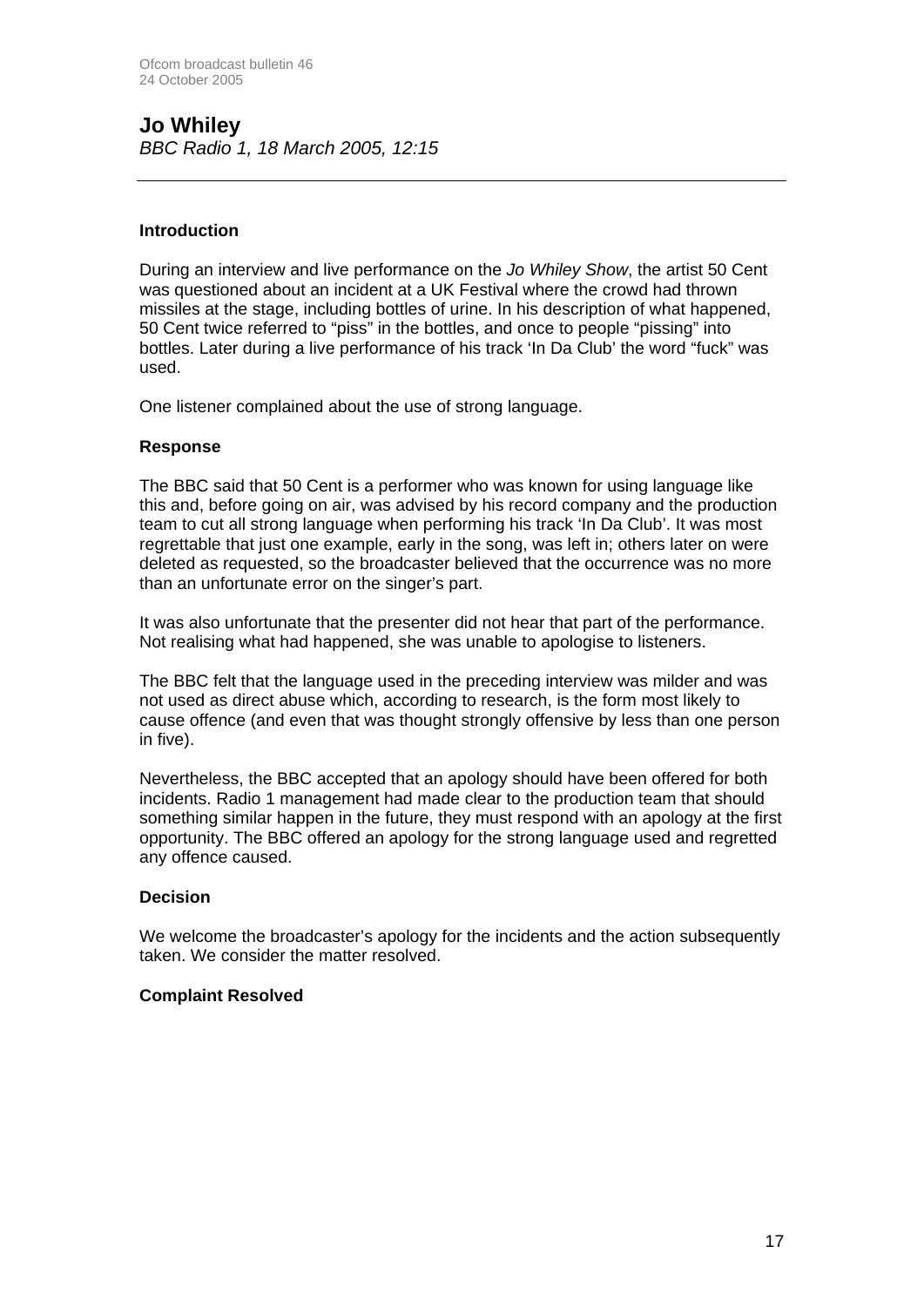## Jo Whiley

*BBC Radio 1, 18 March 2005, 12:15*

---

### Introduction

During an interview and live performance on the *Jo Whiley Show*, the artist 50 Cent was questioned about an incident at a UK Festival where the crowd had thrown missiles at the stage, including bottles of urine. In his description of what happened, 50 Cent twice referred to "piss" in the bottles, and once to people "pissing" into bottles. Later during a live performance of his track 'In Da Club' the word "fuck" was used.

One listener complained about the use of strong language.

### Response

The BBC said that 50 Cent is a performer who was known for using language like this and, before going on air, was advised by his record company and the production team to cut all strong language when performing his track 'In Da Club'. It was most regrettable that just one example, early in the song, was left in; others later on were deleted as requested, so the broadcaster believed that the occurrence was no more than an unfortunate error on the singer's part.

It was also unfortunate that the presenter did not hear that part of the performance. Not realising what had happened, she was unable to apologise to listeners.

The BBC felt that the language used in the preceding interview was milder and was not used as direct abuse which, according to research, is the form most likely to cause offence (and even that was thought strongly offensive by less than one person in five).

Nevertheless, the BBC accepted that an apology should have been offered for both incidents. Radio 1 management had made clear to the production team that should something similar happen in the future, they must respond with an apology at the first opportunity. The BBC offered an apology for the strong language used and regretted any offence caused.

### Decision

We welcome the broadcaster's apology for the incidents and the action subsequently taken. We consider the matter resolved.

### Complaint Resolved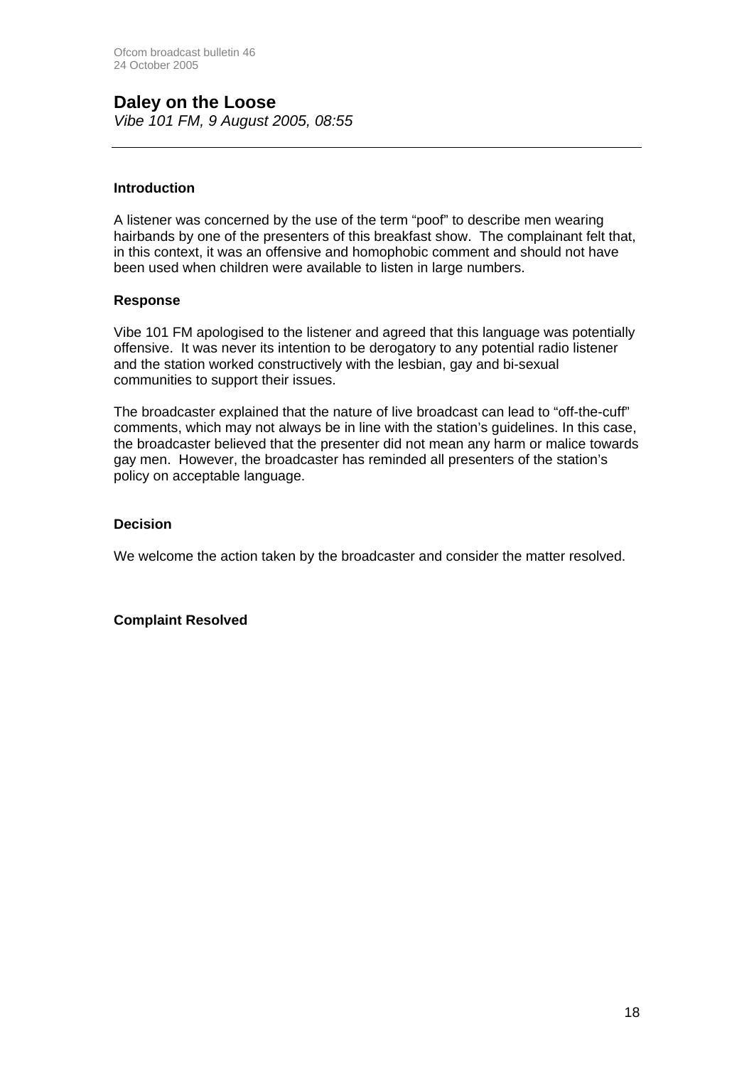## Daley on the Loose

*Vibe 101 FM, 9 August 2005, 08:55*

---

**Introduction**

A listener was concerned by the use of the term "poof" to describe men wearing hairbands by one of the presenters of this breakfast show. The complainant felt that, in this context, it was an offensive and homophobic comment and should not have been used when children were available to listen in large numbers.

**Response**

Vibe 101 FM apologised to the listener and agreed that this language was potentially offensive. It was never its intention to be derogatory to any potential radio listener and the station worked constructively with the lesbian, gay and bi-sexual communities to support their issues.

The broadcaster explained that the nature of live broadcast can lead to "off-the-cuff" comments, which may not always be in line with the station's guidelines. In this case, the broadcaster believed that the presenter did not mean any harm or malice towards gay men. However, the broadcaster has reminded all presenters of the station's policy on acceptable language.

**Decision**

We welcome the action taken by the broadcaster and consider the matter resolved.

**Complaint Resolved**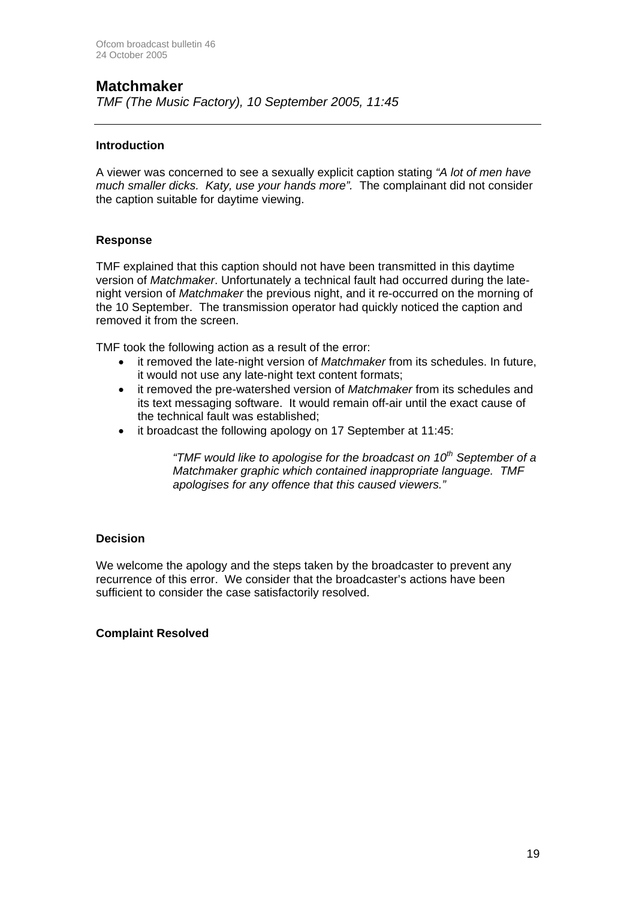## Matchmaker

*TMF (The Music Factory), 10 September 2005, 11:45*

---

**Introduction**

A viewer was concerned to see a sexually explicit caption stating *"A lot of men have much smaller dicks. Katy, use your hands more".* The complainant did not consider the caption suitable for daytime viewing.

**Response**

TMF explained that this caption should not have been transmitted in this daytime version of *Matchmaker*. Unfortunately a technical fault had occurred during the late-night version of *Matchmaker* the previous night, and it re-occurred on the morning of the 10 September. The transmission operator had quickly noticed the caption and removed it from the screen.

TMF took the following action as a result of the error:

- it removed the late-night version of *Matchmaker* from its schedules. In future, it would not use any late-night text content formats;
- it removed the pre-watershed version of *Matchmaker* from its schedules and its text messaging software. It would remain off-air until the exact cause of the technical fault was established;
- it broadcast the following apology on 17 September at 11:45:

> *"TMF would like to apologise for the broadcast on 10th September of a Matchmaker graphic which contained inappropriate language. TMF apologises for any offence that this caused viewers."*

**Decision**

We welcome the apology and the steps taken by the broadcaster to prevent any recurrence of this error. We consider that the broadcaster's actions have been sufficient to consider the case satisfactorily resolved.

**Complaint Resolved**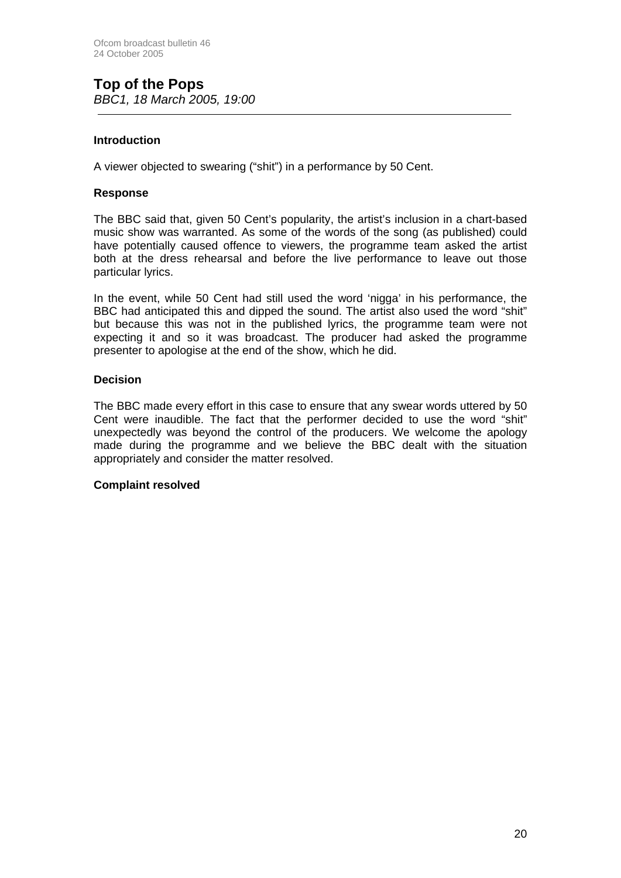## Top of the Pops

*BBC1, 18 March 2005, 19:00*

---

**Introduction**

A viewer objected to swearing ("shit") in a performance by 50 Cent.

**Response**

The BBC said that, given 50 Cent's popularity, the artist's inclusion in a chart-based music show was warranted. As some of the words of the song (as published) could have potentially caused offence to viewers, the programme team asked the artist both at the dress rehearsal and before the live performance to leave out those particular lyrics.

In the event, while 50 Cent had still used the word 'nigga' in his performance, the BBC had anticipated this and dipped the sound. The artist also used the word "shit" but because this was not in the published lyrics, the programme team were not expecting it and so it was broadcast. The producer had asked the programme presenter to apologise at the end of the show, which he did.

**Decision**

The BBC made every effort in this case to ensure that any swear words uttered by 50 Cent were inaudible. The fact that the performer decided to use the word "shit" unexpectedly was beyond the control of the producers. We welcome the apology made during the programme and we believe the BBC dealt with the situation appropriately and consider the matter resolved.

**Complaint resolved**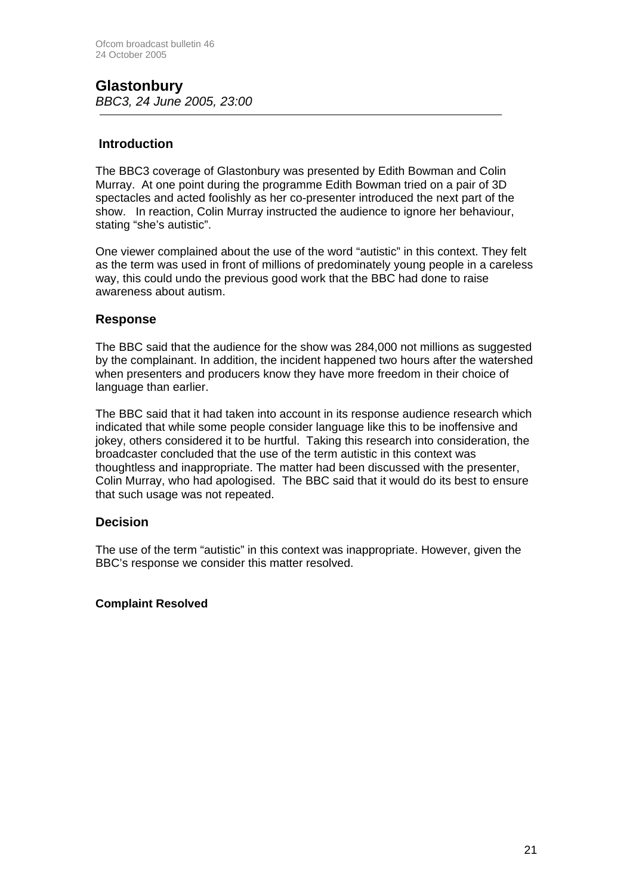## Glastonbury

*BBC3, 24 June 2005, 23:00*

### Introduction

The BBC3 coverage of Glastonbury was presented by Edith Bowman and Colin Murray. At one point during the programme Edith Bowman tried on a pair of 3D spectacles and acted foolishly as her co-presenter introduced the next part of the show. In reaction, Colin Murray instructed the audience to ignore her behaviour, stating "she's autistic".

One viewer complained about the use of the word "autistic" in this context. They felt as the term was used in front of millions of predominately young people in a careless way, this could undo the previous good work that the BBC had done to raise awareness about autism.

### Response

The BBC said that the audience for the show was 284,000 not millions as suggested by the complainant. In addition, the incident happened two hours after the watershed when presenters and producers know they have more freedom in their choice of language than earlier.

The BBC said that it had taken into account in its response audience research which indicated that while some people consider language like this to be inoffensive and jokey, others considered it to be hurtful. Taking this research into consideration, the broadcaster concluded that the use of the term autistic in this context was thoughtless and inappropriate. The matter had been discussed with the presenter, Colin Murray, who had apologised. The BBC said that it would do its best to ensure that such usage was not repeated.

### Decision

The use of the term "autistic" in this context was inappropriate. However, given the BBC's response we consider this matter resolved.

**Complaint Resolved**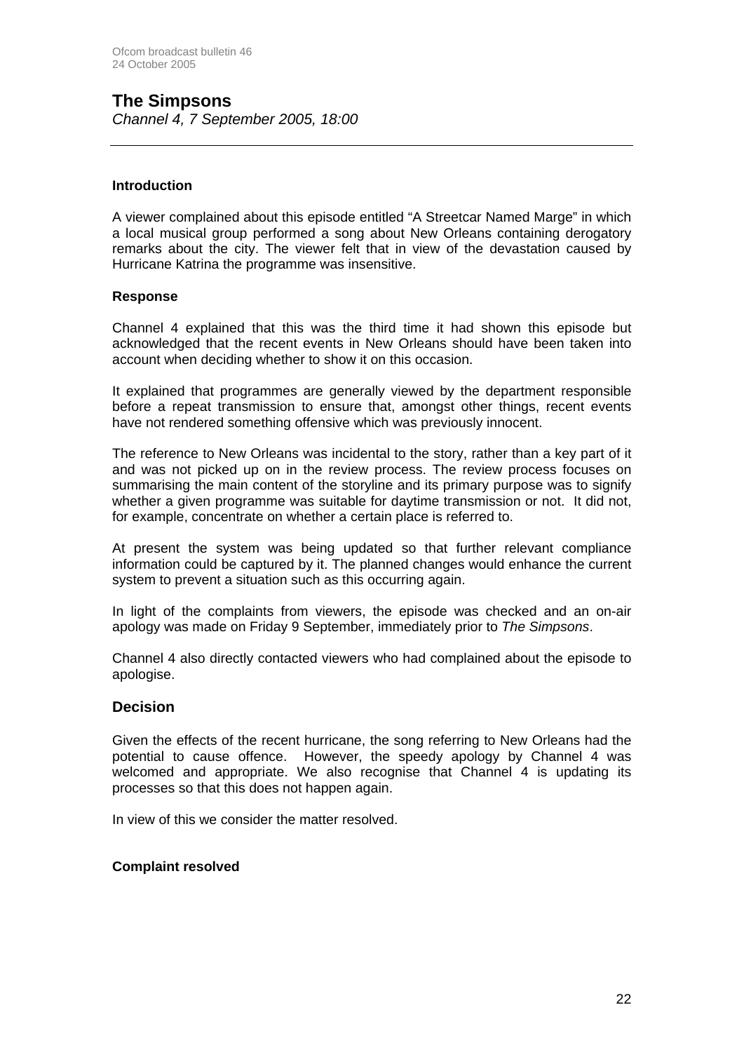## The Simpsons

*Channel 4, 7 September 2005, 18:00*

---

**Introduction**

A viewer complained about this episode entitled "A Streetcar Named Marge" in which a local musical group performed a song about New Orleans containing derogatory remarks about the city. The viewer felt that in view of the devastation caused by Hurricane Katrina the programme was insensitive.

**Response**

Channel 4 explained that this was the third time it had shown this episode but acknowledged that the recent events in New Orleans should have been taken into account when deciding whether to show it on this occasion.

It explained that programmes are generally viewed by the department responsible before a repeat transmission to ensure that, amongst other things, recent events have not rendered something offensive which was previously innocent.

The reference to New Orleans was incidental to the story, rather than a key part of it and was not picked up on in the review process. The review process focuses on summarising the main content of the storyline and its primary purpose was to signify whether a given programme was suitable for daytime transmission or not. It did not, for example, concentrate on whether a certain place is referred to.

At present the system was being updated so that further relevant compliance information could be captured by it. The planned changes would enhance the current system to prevent a situation such as this occurring again.

In light of the complaints from viewers, the episode was checked and an on-air apology was made on Friday 9 September, immediately prior to *The Simpsons*.

Channel 4 also directly contacted viewers who had complained about the episode to apologise.

### Decision

Given the effects of the recent hurricane, the song referring to New Orleans had the potential to cause offence. However, the speedy apology by Channel 4 was welcomed and appropriate. We also recognise that Channel 4 is updating its processes so that this does not happen again.

In view of this we consider the matter resolved.

**Complaint resolved**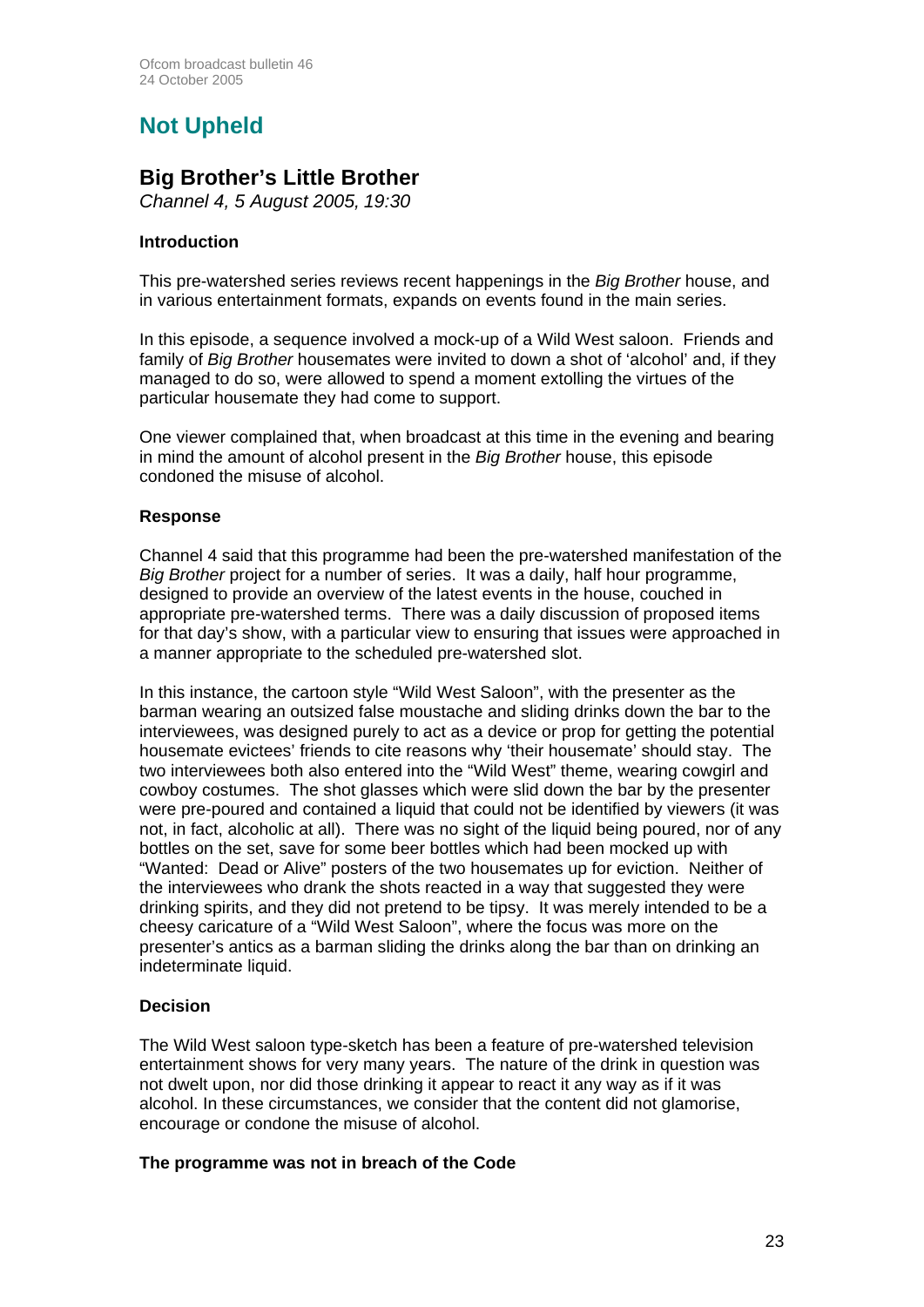## Not Upheld

### Big Brother's Little Brother

*Channel 4, 5 August 2005, 19:30*

**Introduction**

This pre-watershed series reviews recent happenings in the *Big Brother* house, and in various entertainment formats, expands on events found in the main series.

In this episode, a sequence involved a mock-up of a Wild West saloon. Friends and family of *Big Brother* housemates were invited to down a shot of 'alcohol' and, if they managed to do so, were allowed to spend a moment extolling the virtues of the particular housemate they had come to support.

One viewer complained that, when broadcast at this time in the evening and bearing in mind the amount of alcohol present in the *Big Brother* house, this episode condoned the misuse of alcohol.

**Response**

Channel 4 said that this programme had been the pre-watershed manifestation of the *Big Brother* project for a number of series. It was a daily, half hour programme, designed to provide an overview of the latest events in the house, couched in appropriate pre-watershed terms. There was a daily discussion of proposed items for that day's show, with a particular view to ensuring that issues were approached in a manner appropriate to the scheduled pre-watershed slot.

In this instance, the cartoon style "Wild West Saloon", with the presenter as the barman wearing an outsized false moustache and sliding drinks down the bar to the interviewees, was designed purely to act as a device or prop for getting the potential housemate evictees' friends to cite reasons why 'their housemate' should stay. The two interviewees both also entered into the "Wild West" theme, wearing cowgirl and cowboy costumes. The shot glasses which were slid down the bar by the presenter were pre-poured and contained a liquid that could not be identified by viewers (it was not, in fact, alcoholic at all). There was no sight of the liquid being poured, nor of any bottles on the set, save for some beer bottles which had been mocked up with "Wanted: Dead or Alive" posters of the two housemates up for eviction. Neither of the interviewees who drank the shots reacted in a way that suggested they were drinking spirits, and they did not pretend to be tipsy. It was merely intended to be a cheesy caricature of a "Wild West Saloon", where the focus was more on the presenter's antics as a barman sliding the drinks along the bar than on drinking an indeterminate liquid.

**Decision**

The Wild West saloon type-sketch has been a feature of pre-watershed television entertainment shows for very many years. The nature of the drink in question was not dwelt upon, nor did those drinking it appear to react it any way as if it was alcohol. In these circumstances, we consider that the content did not glamorise, encourage or condone the misuse of alcohol.

**The programme was not in breach of the Code**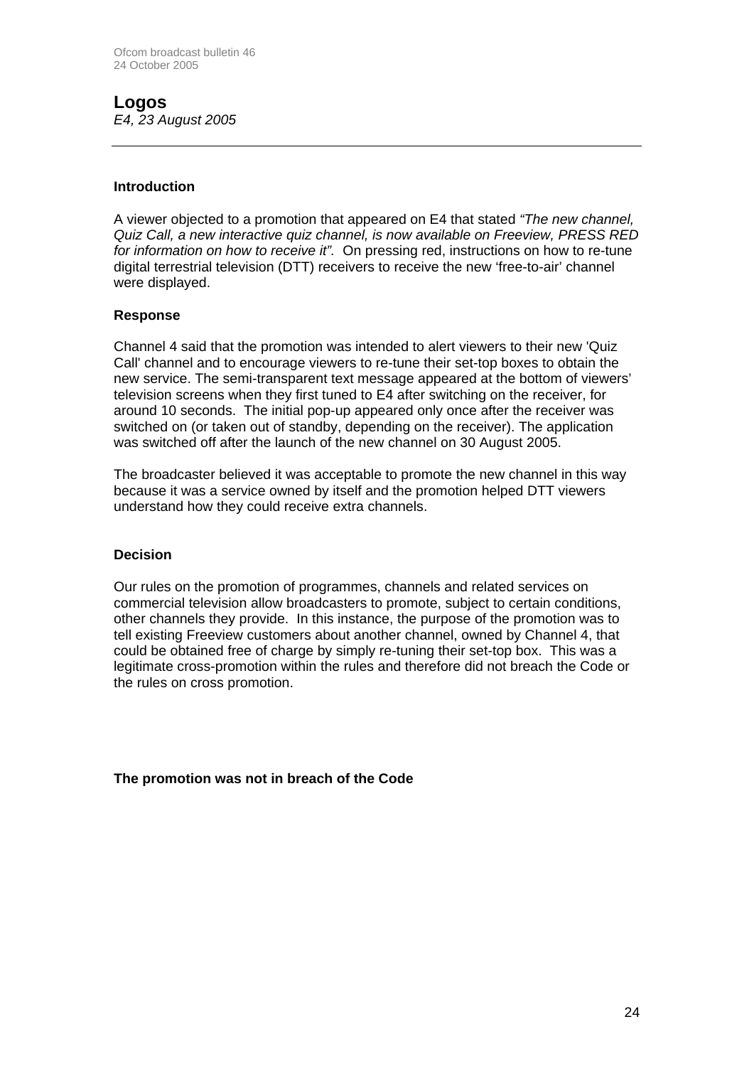## Logos

*E4, 23 August 2005*

---

### Introduction

A viewer objected to a promotion that appeared on E4 that stated *"The new channel, Quiz Call, a new interactive quiz channel, is now available on Freeview, PRESS RED for information on how to receive it".* On pressing red, instructions on how to re-tune digital terrestrial television (DTT) receivers to receive the new 'free-to-air' channel were displayed.

### Response

Channel 4 said that the promotion was intended to alert viewers to their new 'Quiz Call' channel and to encourage viewers to re-tune their set-top boxes to obtain the new service. The semi-transparent text message appeared at the bottom of viewers' television screens when they first tuned to E4 after switching on the receiver, for around 10 seconds. The initial pop-up appeared only once after the receiver was switched on (or taken out of standby, depending on the receiver). The application was switched off after the launch of the new channel on 30 August 2005.

The broadcaster believed it was acceptable to promote the new channel in this way because it was a service owned by itself and the promotion helped DTT viewers understand how they could receive extra channels.

### Decision

Our rules on the promotion of programmes, channels and related services on commercial television allow broadcasters to promote, subject to certain conditions, other channels they provide. In this instance, the purpose of the promotion was to tell existing Freeview customers about another channel, owned by Channel 4, that could be obtained free of charge by simply re-tuning their set-top box. This was a legitimate cross-promotion within the rules and therefore did not breach the Code or the rules on cross promotion.

**The promotion was not in breach of the Code**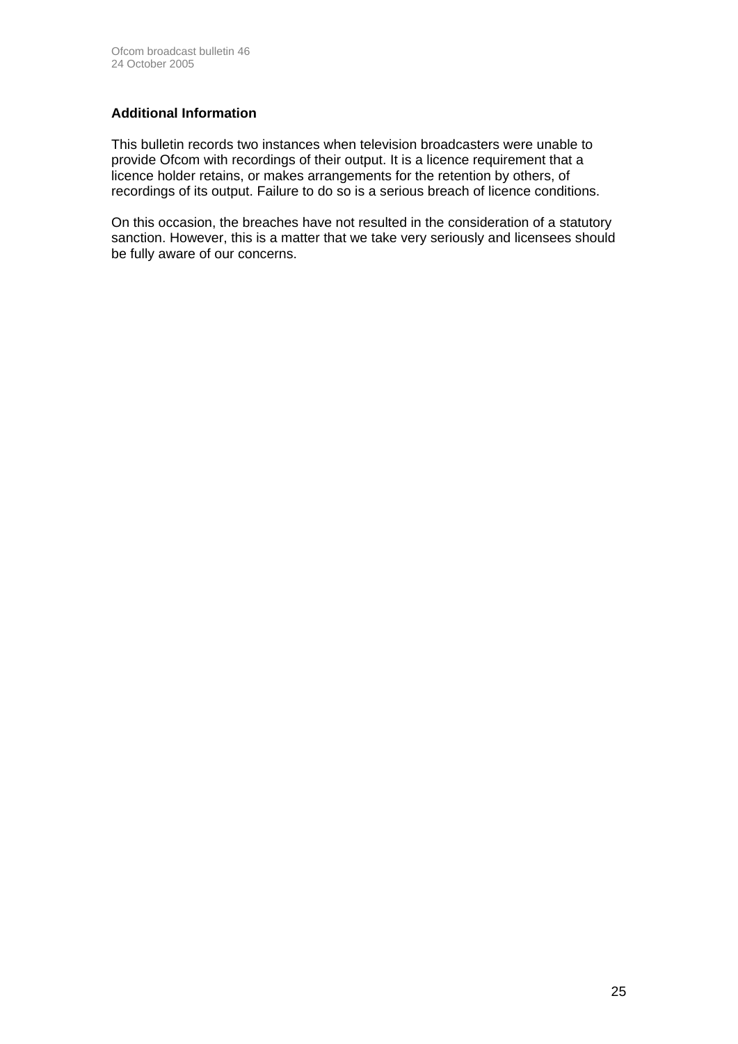**Additional Information**

This bulletin records two instances when television broadcasters were unable to provide Ofcom with recordings of their output. It is a licence requirement that a licence holder retains, or makes arrangements for the retention by others, of recordings of its output. Failure to do so is a serious breach of licence conditions.

On this occasion, the breaches have not resulted in the consideration of a statutory sanction. However, this is a matter that we take very seriously and licensees should be fully aware of our concerns.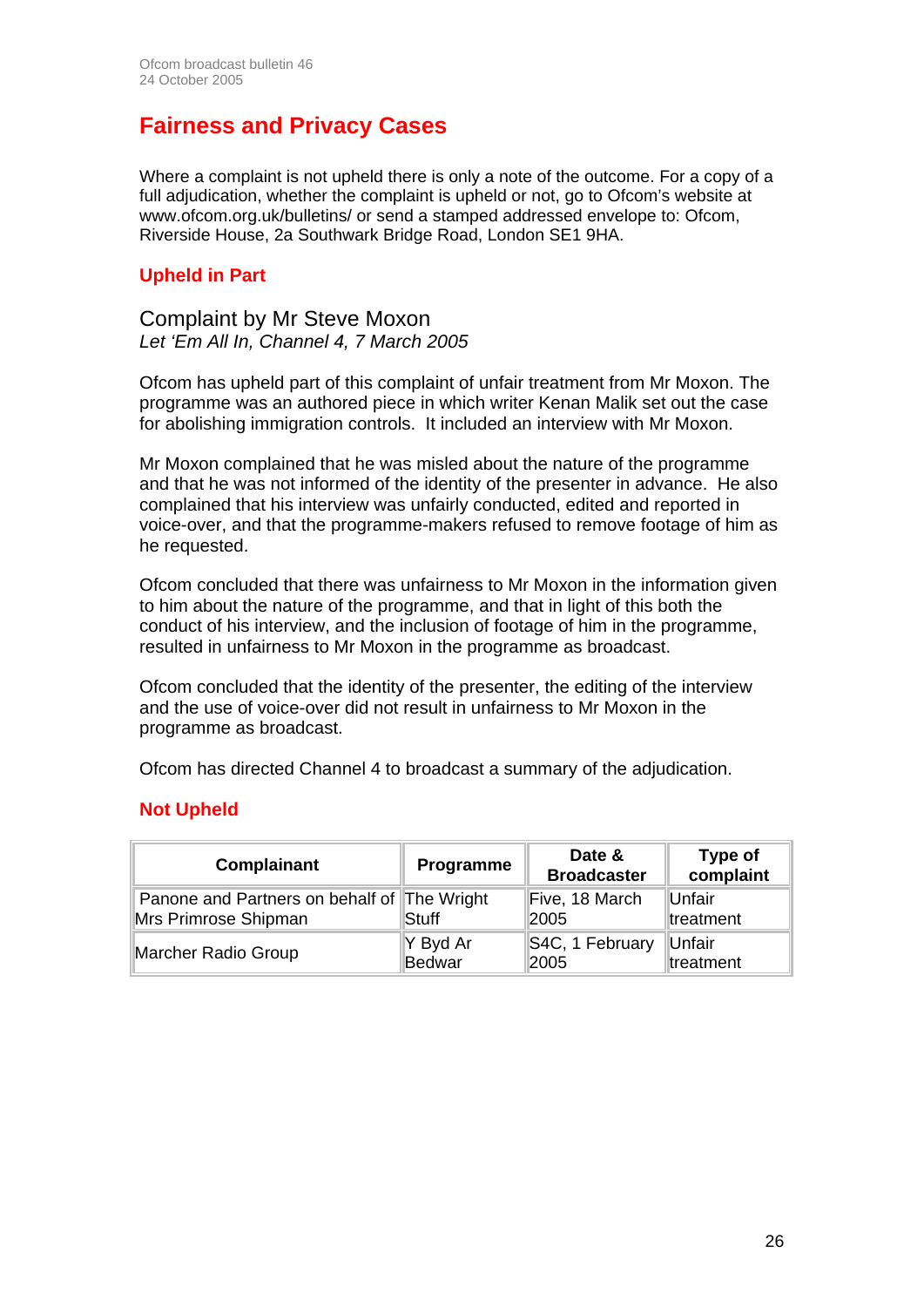# Fairness and Privacy Cases

Where a complaint is not upheld there is only a note of the outcome. For a copy of a full adjudication, whether the complaint is upheld or not, go to Ofcom's website at www.ofcom.org.uk/bulletins/ or send a stamped addressed envelope to: Ofcom, Riverside House, 2a Southwark Bridge Road, London SE1 9HA.

## Upheld in Part

### Complaint by Mr Steve Moxon

*Let 'Em All In, Channel 4, 7 March 2005*

Ofcom has upheld part of this complaint of unfair treatment from Mr Moxon. The programme was an authored piece in which writer Kenan Malik set out the case for abolishing immigration controls. It included an interview with Mr Moxon.

Mr Moxon complained that he was misled about the nature of the programme and that he was not informed of the identity of the presenter in advance. He also complained that his interview was unfairly conducted, edited and reported in voice-over, and that the programme-makers refused to remove footage of him as he requested.

Ofcom concluded that there was unfairness to Mr Moxon in the information given to him about the nature of the programme, and that in light of this both the conduct of his interview, and the inclusion of footage of him in the programme, resulted in unfairness to Mr Moxon in the programme as broadcast.

Ofcom concluded that the identity of the presenter, the editing of the interview and the use of voice-over did not result in unfairness to Mr Moxon in the programme as broadcast.

Ofcom has directed Channel 4 to broadcast a summary of the adjudication.

## Not Upheld

| Complainant | Programme | Date & Broadcaster | Type of complaint |
|---|---|---|---|
| Panone and Partners on behalf of Mrs Primrose Shipman | The Wright Stuff | Five, 18 March 2005 | Unfair treatment |
| Marcher Radio Group | Y Byd Ar Bedwar | S4C, 1 February 2005 | Unfair treatment |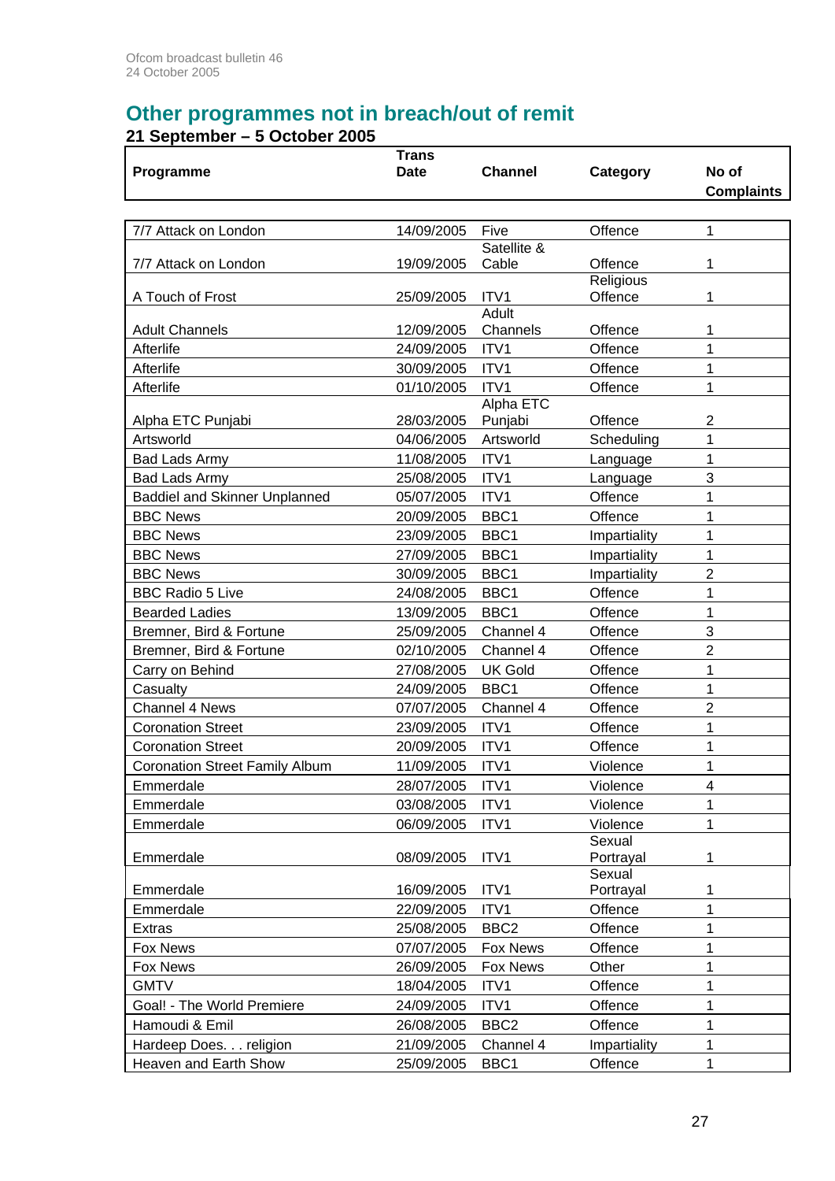## Other programmes not in breach/out of remit

### 21 September – 5 October 2005

| Programme | Trans Date | Channel | Category | No of Complaints |
|---|---|---|---|---|
| 7/7 Attack on London | 14/09/2005 | Five | Offence | 1 |
| 7/7 Attack on London | 19/09/2005 | Satellite & Cable | Offence | 1 |
| A Touch of Frost | 25/09/2005 | ITV1 | Religious Offence | 1 |
| Adult Channels | 12/09/2005 | Adult Channels | Offence | 1 |
| Afterlife | 24/09/2005 | ITV1 | Offence | 1 |
| Afterlife | 30/09/2005 | ITV1 | Offence | 1 |
| Afterlife | 01/10/2005 | ITV1 | Offence | 1 |
| Alpha ETC Punjabi | 28/03/2005 | Alpha ETC Punjabi | Offence | 2 |
| Artsworld | 04/06/2005 | Artsworld | Scheduling | 1 |
| Bad Lads Army | 11/08/2005 | ITV1 | Language | 1 |
| Bad Lads Army | 25/08/2005 | ITV1 | Language | 3 |
| Baddiel and Skinner Unplanned | 05/07/2005 | ITV1 | Offence | 1 |
| BBC News | 20/09/2005 | BBC1 | Offence | 1 |
| BBC News | 23/09/2005 | BBC1 | Impartiality | 1 |
| BBC News | 27/09/2005 | BBC1 | Impartiality | 1 |
| BBC News | 30/09/2005 | BBC1 | Impartiality | 2 |
| BBC Radio 5 Live | 24/08/2005 | BBC1 | Offence | 1 |
| Bearded Ladies | 13/09/2005 | BBC1 | Offence | 1 |
| Bremner, Bird & Fortune | 25/09/2005 | Channel 4 | Offence | 3 |
| Bremner, Bird & Fortune | 02/10/2005 | Channel 4 | Offence | 2 |
| Carry on Behind | 27/08/2005 | UK Gold | Offence | 1 |
| Casualty | 24/09/2005 | BBC1 | Offence | 1 |
| Channel 4 News | 07/07/2005 | Channel 4 | Offence | 2 |
| Coronation Street | 23/09/2005 | ITV1 | Offence | 1 |
| Coronation Street | 20/09/2005 | ITV1 | Offence | 1 |
| Coronation Street Family Album | 11/09/2005 | ITV1 | Violence | 1 |
| Emmerdale | 28/07/2005 | ITV1 | Violence | 4 |
| Emmerdale | 03/08/2005 | ITV1 | Violence | 1 |
| Emmerdale | 06/09/2005 | ITV1 | Violence | 1 |
| Emmerdale | 08/09/2005 | ITV1 | Sexual Portrayal | 1 |
| Emmerdale | 16/09/2005 | ITV1 | Sexual Portrayal | 1 |
| Emmerdale | 22/09/2005 | ITV1 | Offence | 1 |
| Extras | 25/08/2005 | BBC2 | Offence | 1 |
| Fox News | 07/07/2005 | Fox News | Offence | 1 |
| Fox News | 26/09/2005 | Fox News | Other | 1 |
| GMTV | 18/04/2005 | ITV1 | Offence | 1 |
| Goal! - The World Premiere | 24/09/2005 | ITV1 | Offence | 1 |
| Hamoudi & Emil | 26/08/2005 | BBC2 | Offence | 1 |
| Hardeep Does. . . religion | 21/09/2005 | Channel 4 | Impartiality | 1 |
| Heaven and Earth Show | 25/09/2005 | BBC1 | Offence | 1 |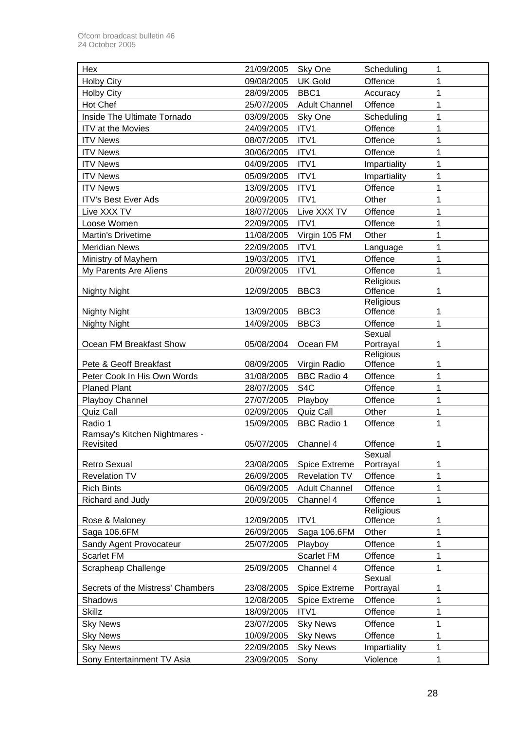| Hex | 21/09/2005 | Sky One | Scheduling | 1 |
|---|---|---|---|---|
| Holby City | 09/08/2005 | UK Gold | Offence | 1 |
| Holby City | 28/09/2005 | BBC1 | Accuracy | 1 |
| Hot Chef | 25/07/2005 | Adult Channel | Offence | 1 |
| Inside The Ultimate Tornado | 03/09/2005 | Sky One | Scheduling | 1 |
| ITV at the Movies | 24/09/2005 | ITV1 | Offence | 1 |
| ITV News | 08/07/2005 | ITV1 | Offence | 1 |
| ITV News | 30/06/2005 | ITV1 | Offence | 1 |
| ITV News | 04/09/2005 | ITV1 | Impartiality | 1 |
| ITV News | 05/09/2005 | ITV1 | Impartiality | 1 |
| ITV News | 13/09/2005 | ITV1 | Offence | 1 |
| ITV's Best Ever Ads | 20/09/2005 | ITV1 | Other | 1 |
| Live XXX TV | 18/07/2005 | Live XXX TV | Offence | 1 |
| Loose Women | 22/09/2005 | ITV1 | Offence | 1 |
| Martin's Drivetime | 11/08/2005 | Virgin 105 FM | Other | 1 |
| Meridian News | 22/09/2005 | ITV1 | Language | 1 |
| Ministry of Mayhem | 19/03/2005 | ITV1 | Offence | 1 |
| My Parents Are Aliens | 20/09/2005 | ITV1 | Offence | 1 |
| Nighty Night | 12/09/2005 | BBC3 | Religious Offence | 1 |
| Nighty Night | 13/09/2005 | BBC3 | Religious Offence | 1 |
| Nighty Night | 14/09/2005 | BBC3 | Offence | 1 |
| Ocean FM Breakfast Show | 05/08/2004 | Ocean FM | Sexual Portrayal | 1 |
| Pete & Geoff Breakfast | 08/09/2005 | Virgin Radio | Religious Offence | 1 |
| Peter Cook In His Own Words | 31/08/2005 | BBC Radio 4 | Offence | 1 |
| Planed Plant | 28/07/2005 | S4C | Offence | 1 |
| Playboy Channel | 27/07/2005 | Playboy | Offence | 1 |
| Quiz Call | 02/09/2005 | Quiz Call | Other | 1 |
| Radio 1 | 15/09/2005 | BBC Radio 1 | Offence | 1 |
| Ramsay's Kitchen Nightmares - Revisited | 05/07/2005 | Channel 4 | Offence | 1 |
| Retro Sexual | 23/08/2005 | Spice Extreme | Sexual Portrayal | 1 |
| Revelation TV | 26/09/2005 | Revelation TV | Offence | 1 |
| Rich Bints | 06/09/2005 | Adult Channel | Offence | 1 |
| Richard and Judy | 20/09/2005 | Channel 4 | Offence | 1 |
| Rose & Maloney | 12/09/2005 | ITV1 | Religious Offence | 1 |
| Saga 106.6FM | 26/09/2005 | Saga 106.6FM | Other | 1 |
| Sandy Agent Provocateur | 25/07/2005 | Playboy | Offence | 1 |
| Scarlet FM | | Scarlet FM | Offence | 1 |
| Scrapheap Challenge | 25/09/2005 | Channel 4 | Offence | 1 |
| Secrets of the Mistress' Chambers | 23/08/2005 | Spice Extreme | Sexual Portrayal | 1 |
| Shadows | 12/08/2005 | Spice Extreme | Offence | 1 |
| Skillz | 18/09/2005 | ITV1 | Offence | 1 |
| Sky News | 23/07/2005 | Sky News | Offence | 1 |
| Sky News | 10/09/2005 | Sky News | Offence | 1 |
| Sky News | 22/09/2005 | Sky News | Impartiality | 1 |
| Sony Entertainment TV Asia | 23/09/2005 | Sony | Violence | 1 |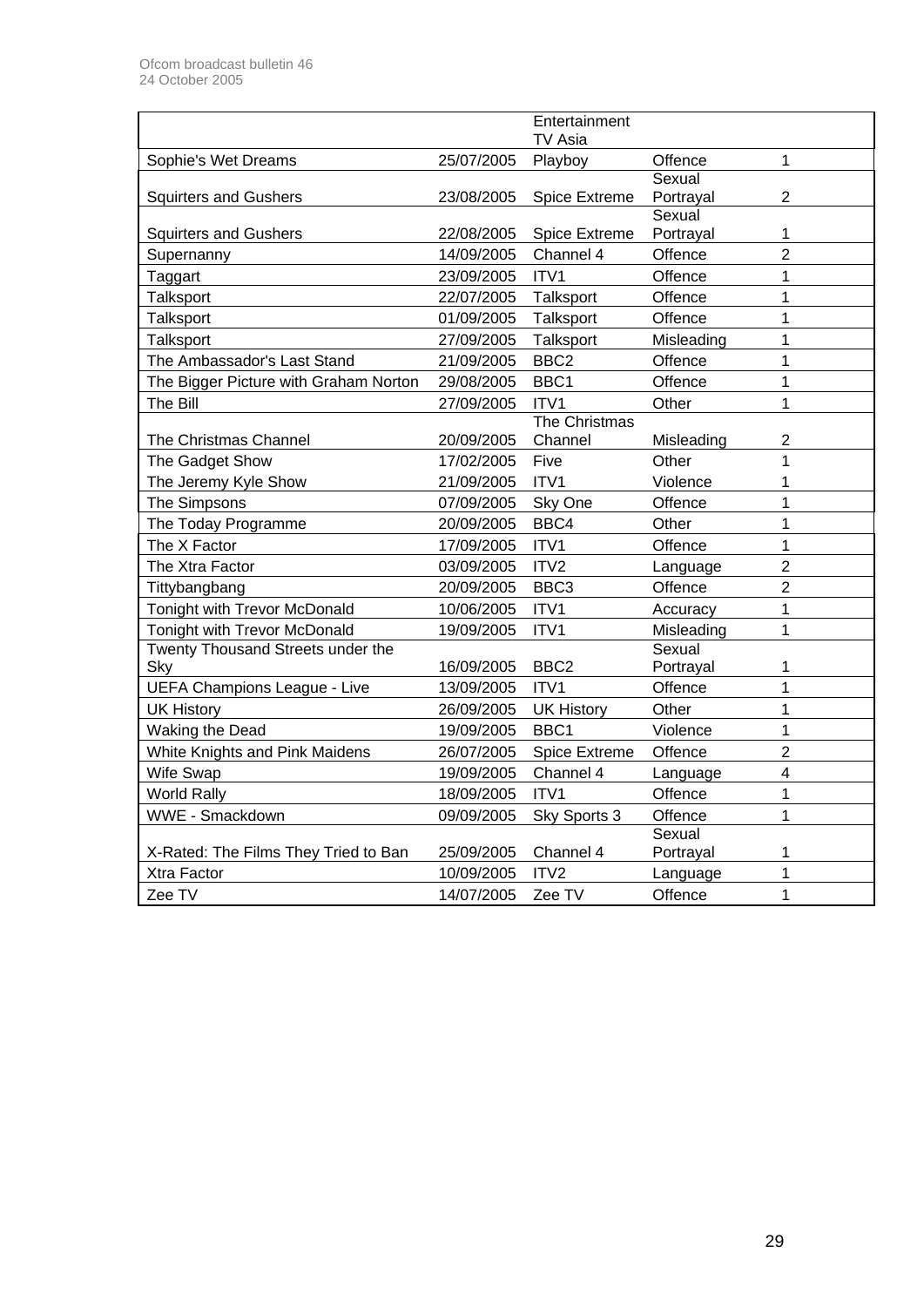| | | | | |
|---|---|---|---|---|
| | | Entertainment TV Asia | | |
| Sophie's Wet Dreams | 25/07/2005 | Playboy | Offence | 1 |
| Squirters and Gushers | 23/08/2005 | Spice Extreme | Sexual Portrayal | 2 |
| Squirters and Gushers | 22/08/2005 | Spice Extreme | Sexual Portrayal | 1 |
| Supernanny | 14/09/2005 | Channel 4 | Offence | 2 |
| Taggart | 23/09/2005 | ITV1 | Offence | 1 |
| Talksport | 22/07/2005 | Talksport | Offence | 1 |
| Talksport | 01/09/2005 | Talksport | Offence | 1 |
| Talksport | 27/09/2005 | Talksport | Misleading | 1 |
| The Ambassador's Last Stand | 21/09/2005 | BBC2 | Offence | 1 |
| The Bigger Picture with Graham Norton | 29/08/2005 | BBC1 | Offence | 1 |
| The Bill | 27/09/2005 | ITV1 | Other | 1 |
| The Christmas Channel | 20/09/2005 | The Christmas Channel | Misleading | 2 |
| The Gadget Show | 17/02/2005 | Five | Other | 1 |
| The Jeremy Kyle Show | 21/09/2005 | ITV1 | Violence | 1 |
| The Simpsons | 07/09/2005 | Sky One | Offence | 1 |
| The Today Programme | 20/09/2005 | BBC4 | Other | 1 |
| The X Factor | 17/09/2005 | ITV1 | Offence | 1 |
| The Xtra Factor | 03/09/2005 | ITV2 | Language | 2 |
| Tittybangbang | 20/09/2005 | BBC3 | Offence | 2 |
| Tonight with Trevor McDonald | 10/06/2005 | ITV1 | Accuracy | 1 |
| Tonight with Trevor McDonald | 19/09/2005 | ITV1 | Misleading | 1 |
| Twenty Thousand Streets under the Sky | 16/09/2005 | BBC2 | Sexual Portrayal | 1 |
| UEFA Champions League - Live | 13/09/2005 | ITV1 | Offence | 1 |
| UK History | 26/09/2005 | UK History | Other | 1 |
| Waking the Dead | 19/09/2005 | BBC1 | Violence | 1 |
| White Knights and Pink Maidens | 26/07/2005 | Spice Extreme | Offence | 2 |
| Wife Swap | 19/09/2005 | Channel 4 | Language | 4 |
| World Rally | 18/09/2005 | ITV1 | Offence | 1 |
| WWE - Smackdown | 09/09/2005 | Sky Sports 3 | Offence | 1 |
| X-Rated: The Films They Tried to Ban | 25/09/2005 | Channel 4 | Sexual Portrayal | 1 |
| Xtra Factor | 10/09/2005 | ITV2 | Language | 1 |
| Zee TV | 14/07/2005 | Zee TV | Offence | 1 |